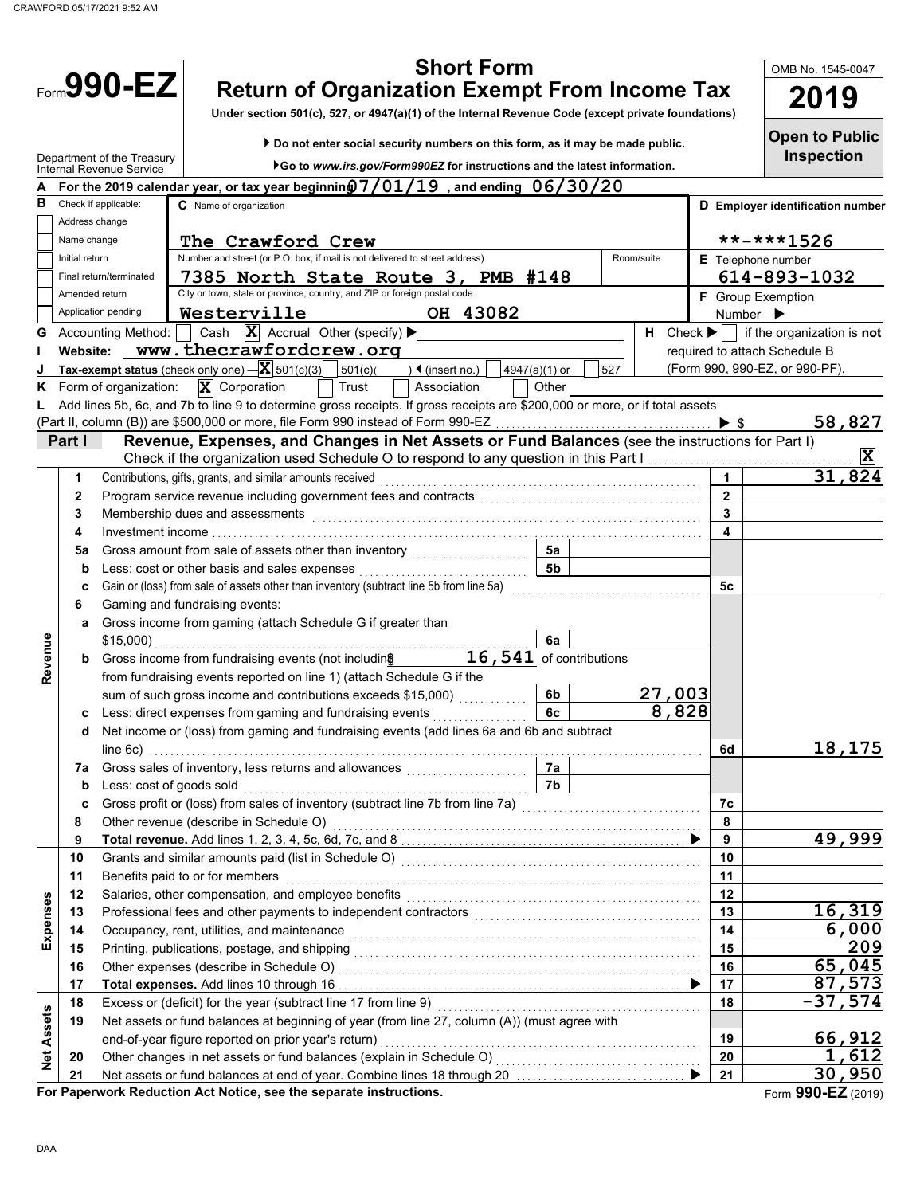CRAWFORD 05/17/2021 9:52 AM

# Form 990-EZ

## Short Form
## Return of Organization Exempt From Income Tax

**Under section 501(c), 527, or 4947(a)(1) of the Internal Revenue Code (except private foundations)**

▶ Do not enter social security numbers on this form, as it may be made public.

▶ Go to *www.irs.gov/Form990EZ* for instructions and the latest information.

Department of the Treasury
Internal Revenue Service

OMB No. 1545-0047

**2019**

**Open to Public Inspection**

**A** For the 2019 calendar year, or tax year beginning 07/01/19, and ending 06/30/20

**B** Check if applicable:
- [ ] Address change
- [ ] Name change
- [ ] Initial return
- [ ] Final return/terminated
- [ ] Amended return
- [ ] Application pending

**C** Name of organization: The Crawford Crew

Number and street (or P.O. box, if mail is not delivered to street address): 7385 North State Route 3, PMB #148 — Room/suite:

City or town, state or province, country, and ZIP or foreign postal code: Westerville OH 43082

**D** Employer identification number: **-***1526

**E** Telephone number: 614-893-1032

**F** Group Exemption Number ▶

**G** Accounting Method: [ ] Cash [X] Accrual Other (specify) ▶

**H** Check ▶ [ ] if the organization is **not** required to attach Schedule B (Form 990, 990-EZ, or 990-PF).

**I** Website: www.thecrawfordcrew.org

**J** Tax-exempt status (check only one) — [X] 501(c)(3) [ ] 501(c)( ) ◀ (insert no.) [ ] 4947(a)(1) or [ ] 527

**K** Form of organization: [X] Corporation [ ] Trust [ ] Association [ ] Other

**L** Add lines 5b, 6c, and 7b to line 9 to determine gross receipts. If gross receipts are $200,000 or more, or if total assets (Part II, column (B)) are $500,000 or more, file Form 990 instead of Form 990-EZ ▶ $ 58,827

## Part I — Revenue, Expenses, and Changes in Net Assets or Fund Balances (see the instructions for Part I)

Check if the organization used Schedule O to respond to any question in this Part I [X]

| Section | Line | Description | Sub-line | Sub-amount | Line | Amount |
|---|---|---|---|---|---|---|
| Revenue | 1 | Contributions, gifts, grants, and similar amounts received | | | 1 | 31,824 |
| | 2 | Program service revenue including government fees and contracts | | | 2 | |
| | 3 | Membership dues and assessments | | | 3 | |
| | 4 | Investment income | | | 4 | |
| | 5a | Gross amount from sale of assets other than inventory | 5a | | | |
| | b | Less: cost or other basis and sales expenses | 5b | | | |
| | c | Gain or (loss) from sale of assets other than inventory (subtract line 5b from line 5a) | | | 5c | |
| | 6 | Gaming and fundraising events: | | | | |
| | a | Gross income from gaming (attach Schedule G if greater than $15,000) | 6a | | | |
| | b | Gross income from fundraising events (not including $ 16,541 of contributions from fundraising events reported on line 1) (attach Schedule G if the sum of such gross income and contributions exceeds $15,000) | 6b | 27,003 | | |
| | c | Less: direct expenses from gaming and fundraising events | 6c | 8,828 | | |
| | d | Net income or (loss) from gaming and fundraising events (add lines 6a and 6b and subtract line 6c) | | | 6d | 18,175 |
| | 7a | Gross sales of inventory, less returns and allowances | 7a | | | |
| | b | Less: cost of goods sold | 7b | | | |
| | c | Gross profit or (loss) from sales of inventory (subtract line 7b from line 7a) | | | 7c | |
| | 8 | Other revenue (describe in Schedule O) | | | 8 | |
| | 9 | **Total revenue.** Add lines 1, 2, 3, 4, 5c, 6d, 7c, and 8 ▶ | | | 9 | 49,999 |
| Expenses | 10 | Grants and similar amounts paid (list in Schedule O) | | | 10 | |
| | 11 | Benefits paid to or for members | | | 11 | |
| | 12 | Salaries, other compensation, and employee benefits | | | 12 | |
| | 13 | Professional fees and other payments to independent contractors | | | 13 | 16,319 |
| | 14 | Occupancy, rent, utilities, and maintenance | | | 14 | 6,000 |
| | 15 | Printing, publications, postage, and shipping | | | 15 | 209 |
| | 16 | Other expenses (describe in Schedule O) | | | 16 | 65,045 |
| | 17 | **Total expenses.** Add lines 10 through 16 ▶ | | | 17 | 87,573 |
| Net Assets | 18 | Excess or (deficit) for the year (subtract line 17 from line 9) | | | 18 | -37,574 |
| | 19 | Net assets or fund balances at beginning of year (from line 27, column (A)) (must agree with end-of-year figure reported on prior year's return) | | | 19 | 66,912 |
| | 20 | Other changes in net assets or fund balances (explain in Schedule O) | | | 20 | 1,612 |
| | 21 | Net assets or fund balances at end of year. Combine lines 18 through 20 ▶ | | | 21 | 30,950 |

**For Paperwork Reduction Act Notice, see the separate instructions.**

Form **990-EZ** (2019)

DAA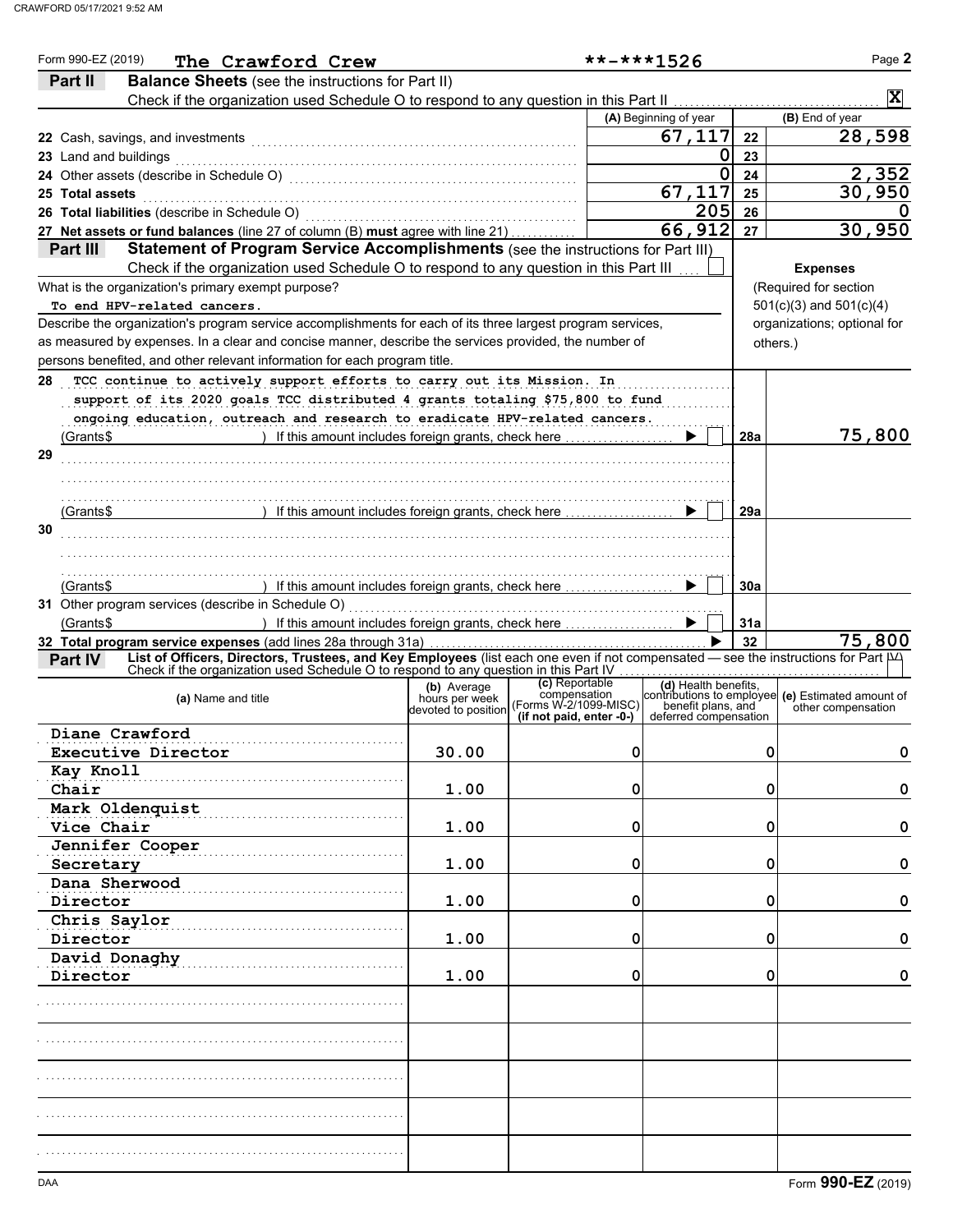Form 990-EZ (2019) **The Crawford Crew** **-***1526

## Part II Balance Sheets (see the instructions for Part II)

Check if the organization used Schedule O to respond to any question in this Part II ☒

| | (A) Beginning of year | | (B) End of year |
|---|---|---|---|
| 22 Cash, savings, and investments | 67,117 | 22 | 28,598 |
| 23 Land and buildings | 0 | 23 | |
| 24 Other assets (describe in Schedule O) | 0 | 24 | 2,352 |
| 25 Total assets | 67,117 | 25 | 30,950 |
| 26 Total liabilities (describe in Schedule O) | 205 | 26 | 0 |
| 27 Net assets or fund balances (line 27 of column (B) must agree with line 21) | 66,912 | 27 | 30,950 |

## Part III Statement of Program Service Accomplishments (see the instructions for Part III)

Check if the organization used Schedule O to respond to any question in this Part III ☐

What is the organization's primary exempt purpose?

To end HPV-related cancers.

Describe the organization's program service accomplishments for each of its three largest program services, as measured by expenses. In a clear and concise manner, describe the services provided, the number of persons benefited, and other relevant information for each program title.

**Expenses** (Required for section 501(c)(3) and 501(c)(4) organizations; optional for others.)

| | | | Expenses |
|---|---|---|---|
| 28 | TCC continue to actively support efforts to carry out its Mission. In support of its 2020 goals TCC distributed 4 grants totaling $75,800 to fund ongoing education, outreach and research to eradicate HPV-related cancers. (Grants$ ) If this amount includes foreign grants, check here ☐ | 28a | 75,800 |
| 29 | (Grants$ ) If this amount includes foreign grants, check here ☐ | 29a | |
| 30 | (Grants$ ) If this amount includes foreign grants, check here ☐ | 30a | |
| 31 | Other program services (describe in Schedule O) (Grants$ ) If this amount includes foreign grants, check here ☐ | 31a | |
| 32 | Total program service expenses (add lines 28a through 31a) | 32 | 75,800 |

## Part IV List of Officers, Directors, Trustees, and Key Employees (list each one even if not compensated — see the instructions for Part IV)

Check if the organization used Schedule O to respond to any question in this Part IV ☐

| (a) Name and title | (b) Average hours per week devoted to position | (c) Reportable compensation (Forms W-2/1099-MISC) (if not paid, enter -0-) | (d) Health benefits, contributions to employee benefit plans, and deferred compensation | (e) Estimated amount of other compensation |
|---|---|---|---|---|
| Diane Crawford<br>Executive Director | 30.00 | 0 | 0 | 0 |
| Kay Knoll<br>Chair | 1.00 | 0 | 0 | 0 |
| Mark Oldenquist<br>Vice Chair | 1.00 | 0 | 0 | 0 |
| Jennifer Cooper<br>Secretary | 1.00 | 0 | 0 | 0 |
| Dana Sherwood<br>Director | 1.00 | 0 | 0 | 0 |
| Chris Saylor<br>Director | 1.00 | 0 | 0 | 0 |
| David Donaghy<br>Director | 1.00 | 0 | 0 | 0 |

Form **990-EZ** (2019)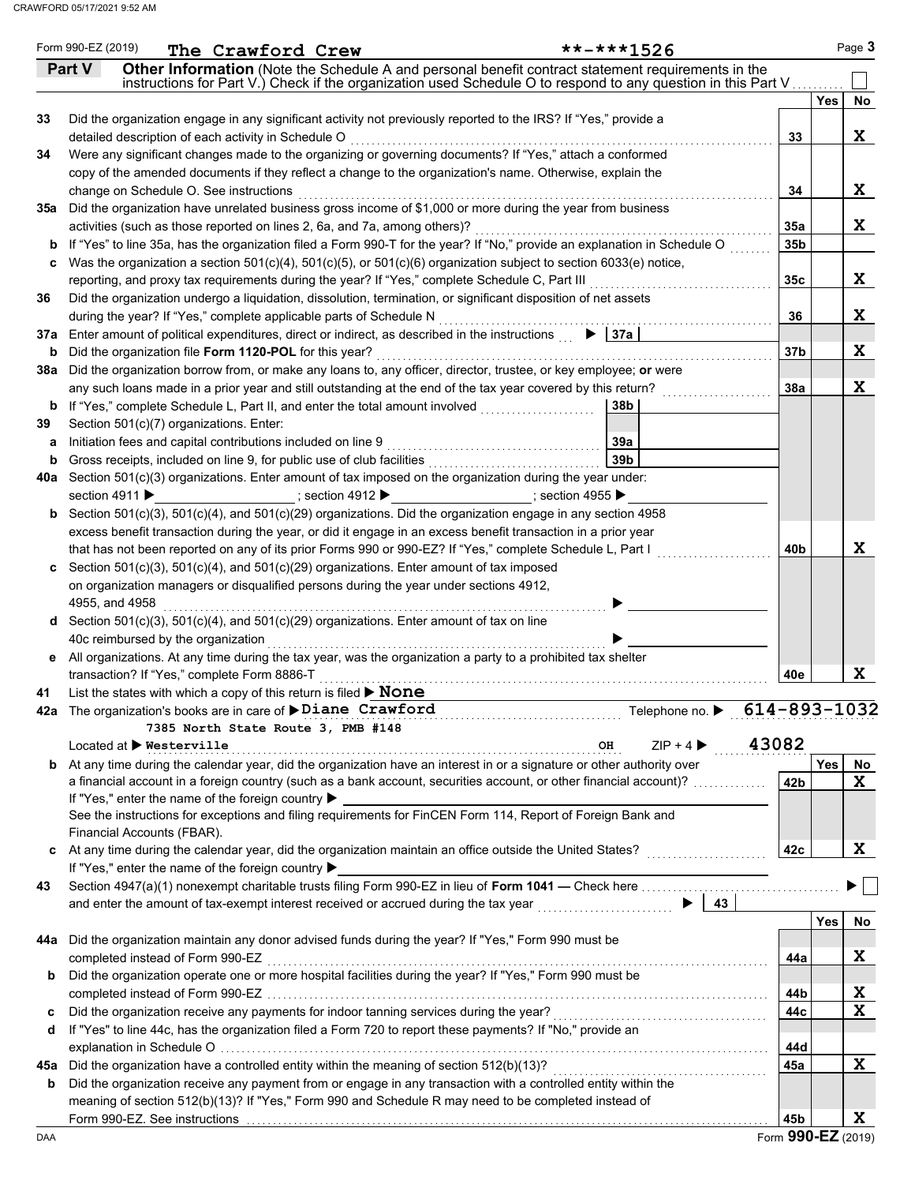Form 990-EZ (2019) **The Crawford Crew** **-***1526

## Part V Other Information

(Note the Schedule A and personal benefit contract statement requirements in the instructions for Part V.) Check if the organization used Schedule O to respond to any question in this Part V ☐

| | | | Yes | No |
|---|---|---|---|---|
| 33 | Did the organization engage in any significant activity not previously reported to the IRS? If "Yes," provide a detailed description of each activity in Schedule O | 33 | | X |
| 34 | Were any significant changes made to the organizing or governing documents? If "Yes," attach a conformed copy of the amended documents if they reflect a change to the organization's name. Otherwise, explain the change on Schedule O. See instructions | 34 | | X |
| 35a | Did the organization have unrelated business gross income of $1,000 or more during the year from business activities (such as those reported on lines 2, 6a, and 7a, among others)? | 35a | | X |
| b | If "Yes" to line 35a, has the organization filed a Form 990-T for the year? If "No," provide an explanation in Schedule O | 35b | | |
| c | Was the organization a section 501(c)(4), 501(c)(5), or 501(c)(6) organization subject to section 6033(e) notice, reporting, and proxy tax requirements during the year? If "Yes," complete Schedule C, Part III | 35c | | X |
| 36 | Did the organization undergo a liquidation, dissolution, termination, or significant disposition of net assets during the year? If "Yes," complete applicable parts of Schedule N | 36 | | X |
| 37a | Enter amount of political expenditures, direct or indirect, as described in the instructions ▶ 37a | | | |
| b | Did the organization file **Form 1120-POL** for this year? | 37b | | X |
| 38a | Did the organization borrow from, or make any loans to, any officer, director, trustee, or key employee; **or** were any such loans made in a prior year and still outstanding at the end of the tax year covered by this return? | 38a | | X |
| b | If "Yes," complete Schedule L, Part II, and enter the total amount involved 38b | | | |
| 39 | Section 501(c)(7) organizations. Enter: | | | |
| a | Initiation fees and capital contributions included on line 9 39a | | | |
| b | Gross receipts, included on line 9, for public use of club facilities 39b | | | |
| 40a | Section 501(c)(3) organizations. Enter amount of tax imposed on the organization during the year under: section 4911 ▶ ; section 4912 ▶ ; section 4955 ▶ | | | |
| b | Section 501(c)(3), 501(c)(4), and 501(c)(29) organizations. Did the organization engage in any section 4958 excess benefit transaction during the year, or did it engage in an excess benefit transaction in a prior year that has not been reported on any of its prior Forms 990 or 990-EZ? If "Yes," complete Schedule L, Part I | 40b | | X |
| c | Section 501(c)(3), 501(c)(4), and 501(c)(29) organizations. Enter amount of tax imposed on organization managers or disqualified persons during the year under sections 4912, 4955, and 4958 ▶ | | | |
| d | Section 501(c)(3), 501(c)(4), and 501(c)(29) organizations. Enter amount of tax on line 40c reimbursed by the organization ▶ | | | |
| e | All organizations. At any time during the tax year, was the organization a party to a prohibited tax shelter transaction? If "Yes," complete Form 8886-T | 40e | | X |

41 List the states with which a copy of this return is filed ▶ **None**

42a The organization's books are in care of ▶ **Diane Crawford** Telephone no. ▶ **614-893-1032**

Located at ▶ **7385 North State Route 3, PMB #148 Westerville OH** ZIP + 4 ▶ **43082**

| | | | Yes | No |
|---|---|---|---|---|
| b | At any time during the calendar year, did the organization have an interest in or a signature or other authority over a financial account in a foreign country (such as a bank account, securities account, or other financial account)? If "Yes," enter the name of the foreign country ▶ See the instructions for exceptions and filing requirements for FinCEN Form 114, Report of Foreign Bank and Financial Accounts (FBAR). | 42b | | X |
| c | At any time during the calendar year, did the organization maintain an office outside the United States? If "Yes," enter the name of the foreign country ▶ | 42c | | X |

43 Section 4947(a)(1) nonexempt charitable trusts filing Form 990-EZ in lieu of **Form 1041** — Check here ▶ ☐ and enter the amount of tax-exempt interest received or accrued during the tax year ▶ 43

| | | | Yes | No |
|---|---|---|---|---|
| 44a | Did the organization maintain any donor advised funds during the year? If "Yes," Form 990 must be completed instead of Form 990-EZ | 44a | | X |
| b | Did the organization operate one or more hospital facilities during the year? If "Yes," Form 990 must be completed instead of Form 990-EZ | 44b | | X |
| c | Did the organization receive any payments for indoor tanning services during the year? | 44c | | X |
| d | If "Yes" to line 44c, has the organization filed a Form 720 to report these payments? If "No," provide an explanation in Schedule O | 44d | | |
| 45a | Did the organization have a controlled entity within the meaning of section 512(b)(13)? | 45a | | X |
| b | Did the organization receive any payment from or engage in any transaction with a controlled entity within the meaning of section 512(b)(13)? If "Yes," Form 990 and Schedule R may need to be completed instead of Form 990-EZ. See instructions | 45b | | X |

DAA Form **990-EZ** (2019)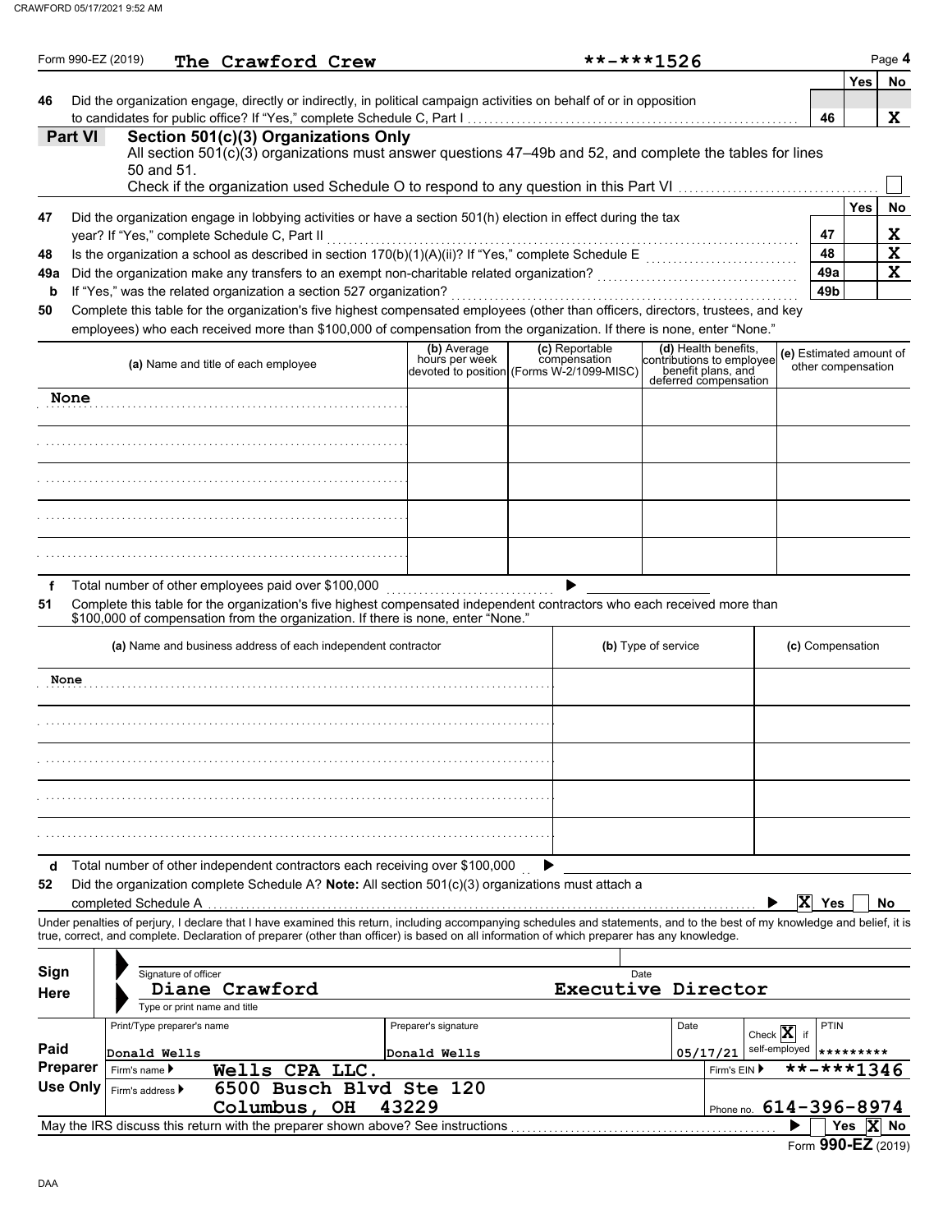Form 990-EZ (2019) **The Crawford Crew** **-***1526

| | | | Yes | No |
|---|---|---|---|---|
| 46 | Did the organization engage, directly or indirectly, in political campaign activities on behalf of or in opposition to candidates for public office? If "Yes," complete Schedule C, Part I | 46 | | X |

## Part VI Section 501(c)(3) Organizations Only

All section 501(c)(3) organizations must answer questions 47–49b and 52, and complete the tables for lines 50 and 51.

Check if the organization used Schedule O to respond to any question in this Part VI ☐

| | | | Yes | No |
|---|---|---|---|---|
| 47 | Did the organization engage in lobbying activities or have a section 501(h) election in effect during the tax year? If "Yes," complete Schedule C, Part II | 47 | | X |
| 48 | Is the organization a school as described in section 170(b)(1)(A)(ii)? If "Yes," complete Schedule E | 48 | | X |
| 49a | Did the organization make any transfers to an exempt non-charitable related organization? | 49a | | X |
| b | If "Yes," was the related organization a section 527 organization? | 49b | | |

**50** Complete this table for the organization's five highest compensated employees (other than officers, directors, trustees, and key employees) who each received more than $100,000 of compensation from the organization. If there is none, enter "None."

| (a) Name and title of each employee | (b) Average hours per week devoted to position | (c) Reportable compensation (Forms W-2/1099-MISC) | (d) Health benefits, contributions to employee benefit plans, and deferred compensation | (e) Estimated amount of other compensation |
|---|---|---|---|---|
| None | | | | |
| | | | | |
| | | | | |
| | | | | |
| | | | | |

**f** Total number of other employees paid over $100,000 ▶

**51** Complete this table for the organization's five highest compensated independent contractors who each received more than $100,000 of compensation from the organization. If there is none, enter "None."

| (a) Name and business address of each independent contractor | (b) Type of service | (c) Compensation |
|---|---|---|
| None | | |
| | | |
| | | |
| | | |
| | | |

**d** Total number of other independent contractors each receiving over $100,000 ▶

**52** Did the organization complete Schedule A? **Note:** All section 501(c)(3) organizations must attach a completed Schedule A ▶ ☒ Yes ☐ No

Under penalties of perjury, I declare that I have examined this return, including accompanying schedules and statements, and to the best of my knowledge and belief, it is true, correct, and complete. Declaration of preparer (other than officer) is based on all information of which preparer has any knowledge.

**Sign Here**

Signature of officer | Date

Diane Crawford — Executive Director

Type or print name and title

| **Paid Preparer Use Only** | | | | |
|---|---|---|---|---|
| Print/Type preparer's name: Donald Wells | Preparer's signature: Donald Wells | Date: 05/17/21 | Check ☒ if self-employed | PTIN: ********* |
| Firm's name ▶ Wells CPA LLC. | | | Firm's EIN ▶ **-***1346 | |
| Firm's address ▶ 6500 Busch Blvd Ste 120, Columbus, OH 43229 | | | Phone no. 614-396-8974 | |

May the IRS discuss this return with the preparer shown above? See instructions ▶ ☐ Yes ☒ No

Form **990-EZ** (2019)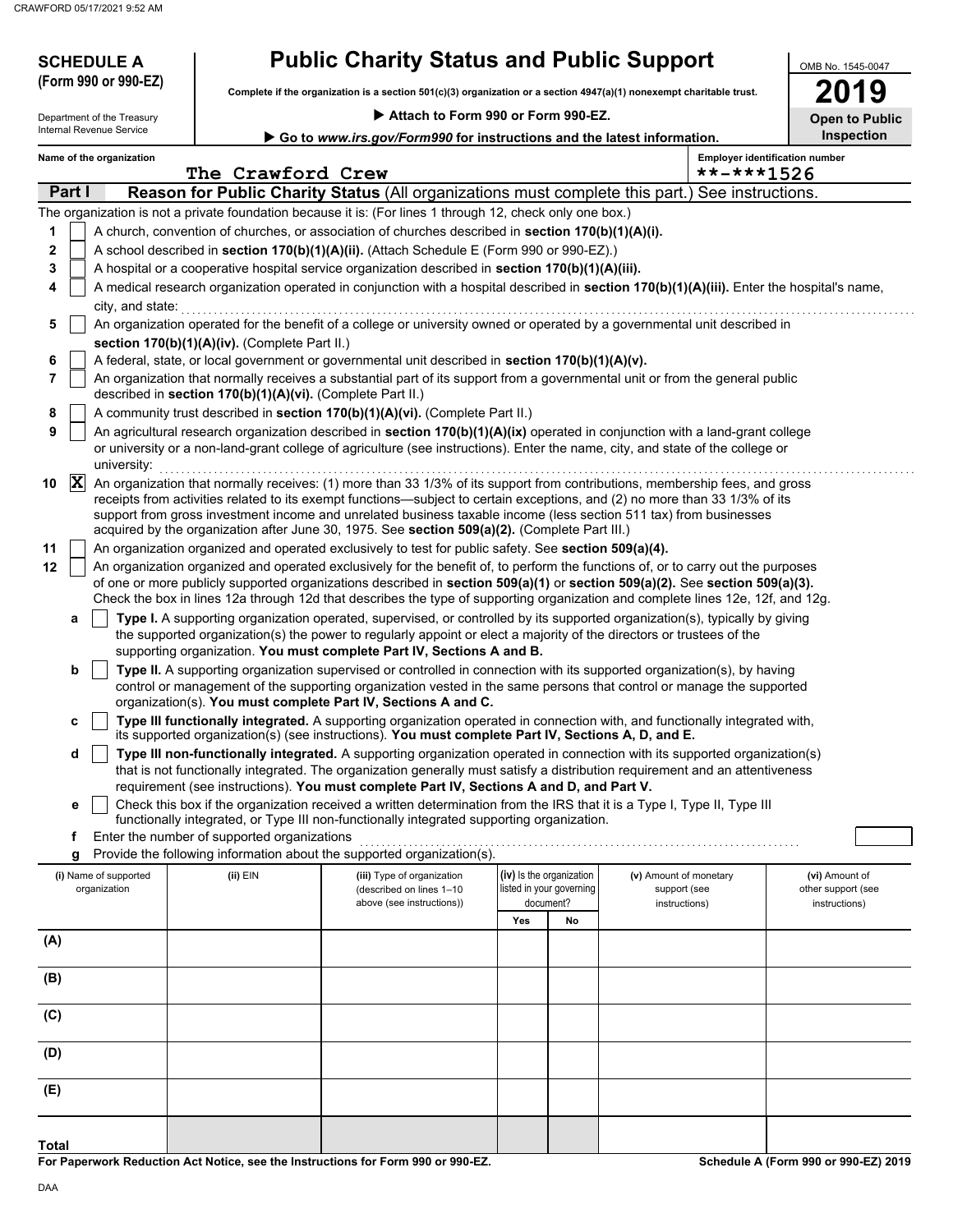**SCHEDULE A (Form 990 or 990-EZ)**

Department of the Treasury
Internal Revenue Service

# Public Charity Status and Public Support

**Complete if the organization is a section 501(c)(3) organization or a section 4947(a)(1) nonexempt charitable trust.**

▶ **Attach to Form 990 or Form 990-EZ.**

▶ **Go to** ***www.irs.gov/Form990*** **for instructions and the latest information.**

OMB No. 1545-0047

**2019**

**Open to Public Inspection**

**Name of the organization**
The Crawford Crew

**Employer identification number**
**-***1526

## Part I — Reason for Public Charity Status (All organizations must complete this part.) See instructions.

The organization is not a private foundation because it is: (For lines 1 through 12, check only one box.)

1. ☐ A church, convention of churches, or association of churches described in **section 170(b)(1)(A)(i).**
2. ☐ A school described in **section 170(b)(1)(A)(ii).** (Attach Schedule E (Form 990 or 990-EZ).)
3. ☐ A hospital or a cooperative hospital service organization described in **section 170(b)(1)(A)(iii).**
4. ☐ A medical research organization operated in conjunction with a hospital described in **section 170(b)(1)(A)(iii).** Enter the hospital's name, city, and state:
5. ☐ An organization operated for the benefit of a college or university owned or operated by a governmental unit described in **section 170(b)(1)(A)(iv).** (Complete Part II.)
6. ☐ A federal, state, or local government or governmental unit described in **section 170(b)(1)(A)(v).**
7. ☐ An organization that normally receives a substantial part of its support from a governmental unit or from the general public described in **section 170(b)(1)(A)(vi).** (Complete Part II.)
8. ☐ A community trust described in **section 170(b)(1)(A)(vi).** (Complete Part II.)
9. ☐ An agricultural research organization described in **section 170(b)(1)(A)(ix)** operated in conjunction with a land-grant college or university or a non-land-grant college of agriculture (see instructions). Enter the name, city, and state of the college or university:
10. ☒ An organization that normally receives: (1) more than 33 1/3% of its support from contributions, membership fees, and gross receipts from activities related to its exempt functions—subject to certain exceptions, and (2) no more than 33 1/3% of its support from gross investment income and unrelated business taxable income (less section 511 tax) from businesses acquired by the organization after June 30, 1975. See **section 509(a)(2).** (Complete Part III.)
11. ☐ An organization organized and operated exclusively to test for public safety. See **section 509(a)(4).**
12. ☐ An organization organized and operated exclusively for the benefit of, to perform the functions of, or to carry out the purposes of one or more publicly supported organizations described in **section 509(a)(1)** or **section 509(a)(2).** See **section 509(a)(3).** Check the box in lines 12a through 12d that describes the type of supporting organization and complete lines 12e, 12f, and 12g.
   - **a** ☐ **Type I.** A supporting organization operated, supervised, or controlled by its supported organization(s), typically by giving the supported organization(s) the power to regularly appoint or elect a majority of the directors or trustees of the supporting organization. **You must complete Part IV, Sections A and B.**
   - **b** ☐ **Type II.** A supporting organization supervised or controlled in connection with its supported organization(s), by having control or management of the supporting organization vested in the same persons that control or manage the supported organization(s). **You must complete Part IV, Sections A and C.**
   - **c** ☐ **Type III functionally integrated.** A supporting organization operated in connection with, and functionally integrated with, its supported organization(s) (see instructions). **You must complete Part IV, Sections A, D, and E.**
   - **d** ☐ **Type III non-functionally integrated.** A supporting organization operated in connection with its supported organization(s) that is not functionally integrated. The organization generally must satisfy a distribution requirement and an attentiveness requirement (see instructions). **You must complete Part IV, Sections A and D, and Part V.**
   - **e** ☐ Check this box if the organization received a written determination from the IRS that it is a Type I, Type II, Type III functionally integrated, or Type III non-functionally integrated supporting organization.
   - **f** Enter the number of supported organizations
   - **g** Provide the following information about the supported organization(s).

| (i) Name of supported organization | (ii) EIN | (iii) Type of organization (described on lines 1–10 above (see instructions)) | (iv) Is the organization listed in your governing document? Yes | No | (v) Amount of monetary support (see instructions) | (vi) Amount of other support (see instructions) |
|---|---|---|---|---|---|---|
| (A) | | | | | | |
| (B) | | | | | | |
| (C) | | | | | | |
| (D) | | | | | | |
| (E) | | | | | | |
| **Total** | | | | | | |

**For Paperwork Reduction Act Notice, see the Instructions for Form 990 or 990-EZ.**

**Schedule A (Form 990 or 990-EZ) 2019**

DAA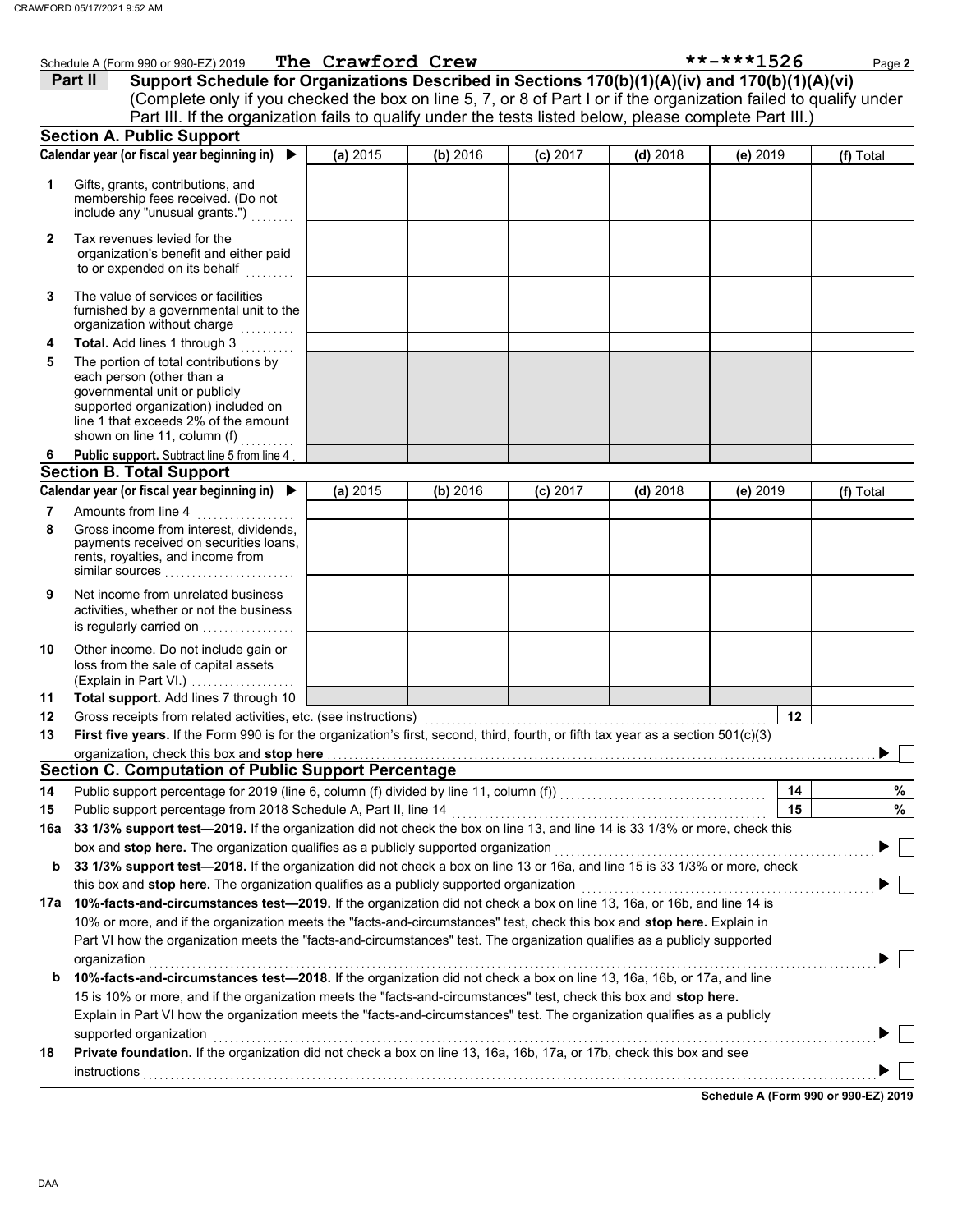Schedule A (Form 990 or 990-EZ) 2019 **The Crawford Crew** **-***1526

## Part II Support Schedule for Organizations Described in Sections 170(b)(1)(A)(iv) and 170(b)(1)(A)(vi)

(Complete only if you checked the box on line 5, 7, or 8 of Part I or if the organization failed to qualify under Part III. If the organization fails to qualify under the tests listed below, please complete Part III.)

### Section A. Public Support

| Calendar year (or fiscal year beginning in) ▶ | (a) 2015 | (b) 2016 | (c) 2017 | (d) 2018 | (e) 2019 | (f) Total |
|---|---|---|---|---|---|---|
| 1 Gifts, grants, contributions, and membership fees received. (Do not include any "unusual grants.") | | | | | | |
| 2 Tax revenues levied for the organization's benefit and either paid to or expended on its behalf | | | | | | |
| 3 The value of services or facilities furnished by a governmental unit to the organization without charge | | | | | | |
| 4 **Total.** Add lines 1 through 3 | | | | | | |
| 5 The portion of total contributions by each person (other than a governmental unit or publicly supported organization) included on line 1 that exceeds 2% of the amount shown on line 11, column (f) | | | | | | |
| 6 **Public support.** Subtract line 5 from line 4 | | | | | | |

### Section B. Total Support

| Calendar year (or fiscal year beginning in) ▶ | (a) 2015 | (b) 2016 | (c) 2017 | (d) 2018 | (e) 2019 | (f) Total |
|---|---|---|---|---|---|---|
| 7 Amounts from line 4 | | | | | | |
| 8 Gross income from interest, dividends, payments received on securities loans, rents, royalties, and income from similar sources | | | | | | |
| 9 Net income from unrelated business activities, whether or not the business is regularly carried on | | | | | | |
| 10 Other income. Do not include gain or loss from the sale of capital assets (Explain in Part VI.) | | | | | | |
| 11 **Total support.** Add lines 7 through 10 | | | | | | |

12 Gross receipts from related activities, etc. (see instructions) | 12 |

13 **First five years.** If the Form 990 is for the organization's first, second, third, fourth, or fifth tax year as a section 501(c)(3) organization, check this box and **stop here** ▶ ☐

### Section C. Computation of Public Support Percentage

14 Public support percentage for 2019 (line 6, column (f) divided by line 11, column (f)) | 14 | %

15 Public support percentage from 2018 Schedule A, Part II, line 14 | 15 | %

16a **33 1/3% support test—2019.** If the organization did not check the box on line 13, and line 14 is 33 1/3% or more, check this box and **stop here.** The organization qualifies as a publicly supported organization ▶ ☐

b **33 1/3% support test—2018.** If the organization did not check a box on line 13 or 16a, and line 15 is 33 1/3% or more, check this box and **stop here.** The organization qualifies as a publicly supported organization ▶ ☐

17a **10%-facts-and-circumstances test—2019.** If the organization did not check a box on line 13, 16a, or 16b, and line 14 is 10% or more, and if the organization meets the "facts-and-circumstances" test, check this box and **stop here.** Explain in Part VI how the organization meets the "facts-and-circumstances" test. The organization qualifies as a publicly supported organization ▶ ☐

b **10%-facts-and-circumstances test—2018.** If the organization did not check a box on line 13, 16a, 16b, or 17a, and line 15 is 10% or more, and if the organization meets the "facts-and-circumstances" test, check this box and **stop here.** Explain in Part VI how the organization meets the "facts-and-circumstances" test. The organization qualifies as a publicly supported organization ▶ ☐

18 **Private foundation.** If the organization did not check a box on line 13, 16a, 16b, 17a, or 17b, check this box and see instructions ▶ ☐

**Schedule A (Form 990 or 990-EZ) 2019**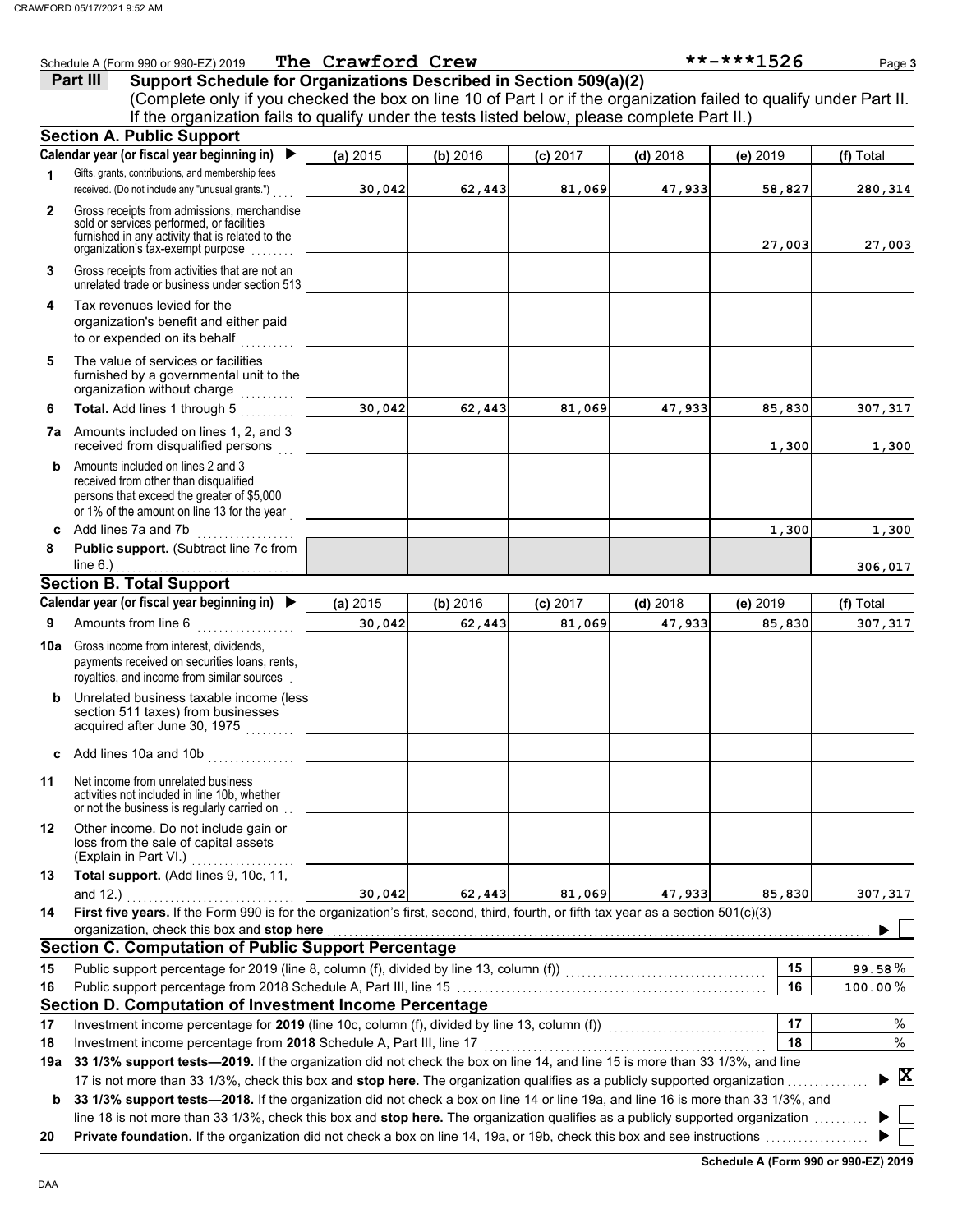Schedule A (Form 990 or 990-EZ) 2019 **The Crawford Crew** **-***1526

## Part III Support Schedule for Organizations Described in Section 509(a)(2)

(Complete only if you checked the box on line 10 of Part I or if the organization failed to qualify under Part II. If the organization fails to qualify under the tests listed below, please complete Part II.)

### Section A. Public Support

| Calendar year (or fiscal year beginning in) | (a) 2015 | (b) 2016 | (c) 2017 | (d) 2018 | (e) 2019 | (f) Total |
|---|---|---|---|---|---|---|
| **1** Gifts, grants, contributions, and membership fees received. (Do not include any "unusual grants.") | 30,042 | 62,443 | 81,069 | 47,933 | 58,827 | 280,314 |
| **2** Gross receipts from admissions, merchandise sold or services performed, or facilities furnished in any activity that is related to the organization's tax-exempt purpose | | | | | 27,003 | 27,003 |
| **3** Gross receipts from activities that are not an unrelated trade or business under section 513 | | | | | | |
| **4** Tax revenues levied for the organization's benefit and either paid to or expended on its behalf | | | | | | |
| **5** The value of services or facilities furnished by a governmental unit to the organization without charge | | | | | | |
| **6 Total.** Add lines 1 through 5 | 30,042 | 62,443 | 81,069 | 47,933 | 85,830 | 307,317 |
| **7a** Amounts included on lines 1, 2, and 3 received from disqualified persons | | | | | 1,300 | 1,300 |
| **b** Amounts included on lines 2 and 3 received from other than disqualified persons that exceed the greater of $5,000 or 1% of the amount on line 13 for the year | | | | | | |
| **c** Add lines 7a and 7b | | | | | 1,300 | 1,300 |
| **8 Public support.** (Subtract line 7c from line 6.) | | | | | | 306,017 |

### Section B. Total Support

| Calendar year (or fiscal year beginning in) | (a) 2015 | (b) 2016 | (c) 2017 | (d) 2018 | (e) 2019 | (f) Total |
|---|---|---|---|---|---|---|
| **9** Amounts from line 6 | 30,042 | 62,443 | 81,069 | 47,933 | 85,830 | 307,317 |
| **10a** Gross income from interest, dividends, payments received on securities loans, rents, royalties, and income from similar sources | | | | | | |
| **b** Unrelated business taxable income (less section 511 taxes) from businesses acquired after June 30, 1975 | | | | | | |
| **c** Add lines 10a and 10b | | | | | | |
| **11** Net income from unrelated business activities not included in line 10b, whether or not the business is regularly carried on | | | | | | |
| **12** Other income. Do not include gain or loss from the sale of capital assets (Explain in Part VI.) | | | | | | |
| **13 Total support.** (Add lines 9, 10c, 11, and 12.) | 30,042 | 62,443 | 81,069 | 47,933 | 85,830 | 307,317 |

**14 First five years.** If the Form 990 is for the organization's first, second, third, fourth, or fifth tax year as a section 501(c)(3) organization, check this box and **stop here** ☐

### Section C. Computation of Public Support Percentage

| | | | |
|---|---|---|---|
| **15** | Public support percentage for 2019 (line 8, column (f), divided by line 13, column (f)) | 15 | 99.58 % |
| **16** | Public support percentage from 2018 Schedule A, Part III, line 15 | 16 | 100.00 % |

### Section D. Computation of Investment Income Percentage

| | | | |
|---|---|---|---|
| **17** | Investment income percentage for **2019** (line 10c, column (f), divided by line 13, column (f)) | 17 | % |
| **18** | Investment income percentage from **2018** Schedule A, Part III, line 17 | 18 | % |

**19a 33 1/3% support tests—2019.** If the organization did not check the box on line 14, and line 15 is more than 33 1/3%, and line 17 is not more than 33 1/3%, check this box and **stop here.** The organization qualifies as a publicly supported organization ☒

**b 33 1/3% support tests—2018.** If the organization did not check a box on line 14 or line 19a, and line 16 is more than 33 1/3%, and line 18 is not more than 33 1/3%, check this box and **stop here.** The organization qualifies as a publicly supported organization ☐

**20 Private foundation.** If the organization did not check a box on line 14, 19a, or 19b, check this box and see instructions ☐

**Schedule A (Form 990 or 990-EZ) 2019**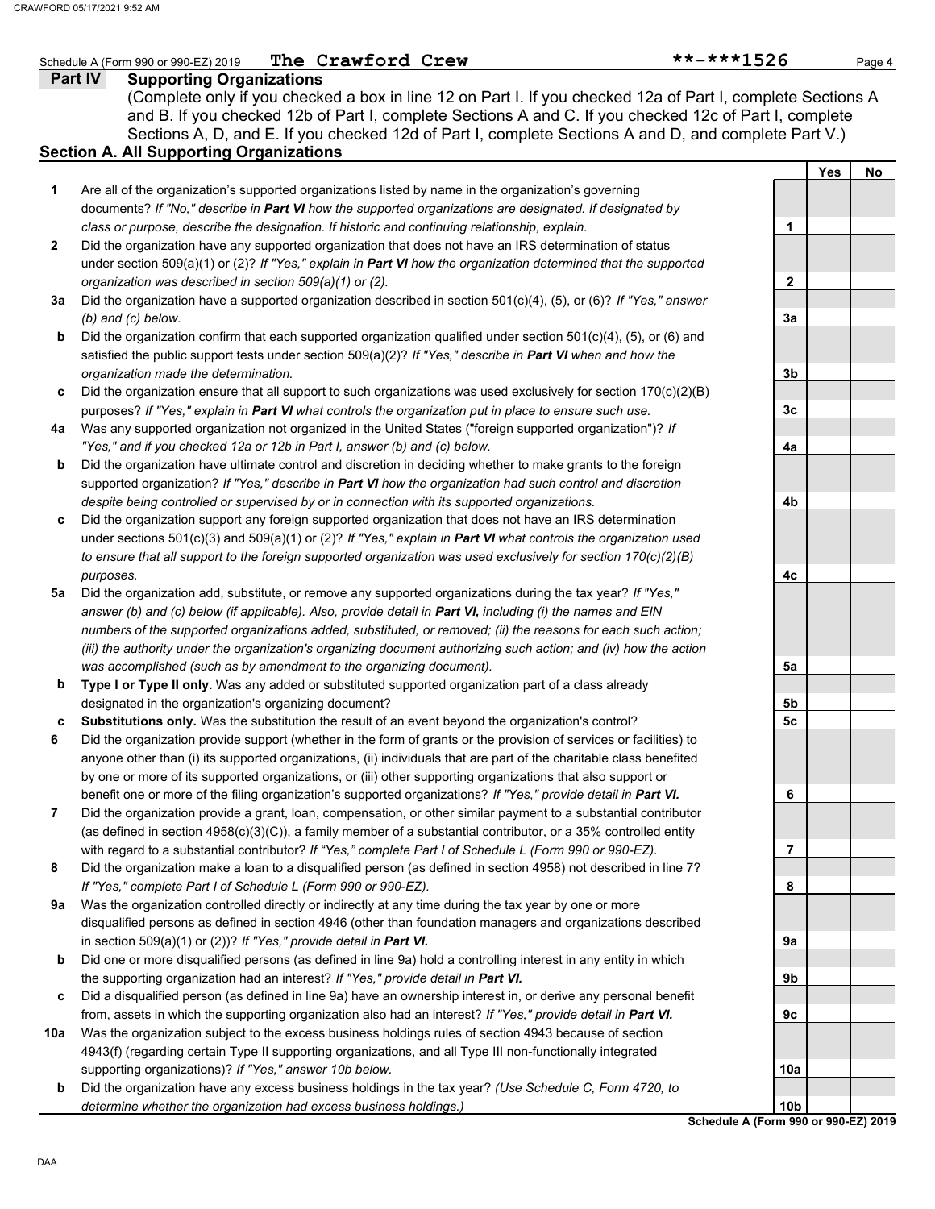Schedule A (Form 990 or 990-EZ) 2019 **The Crawford Crew** **-***1526

## Part IV Supporting Organizations

(Complete only if you checked a box in line 12 on Part I. If you checked 12a of Part I, complete Sections A and B. If you checked 12b of Part I, complete Sections A and C. If you checked 12c of Part I, complete Sections A, D, and E. If you checked 12d of Part I, complete Sections A and D, and complete Part V.)

### Section A. All Supporting Organizations

| | | | Yes | No |
|---|---|---|---|---|
| **1** | Are all of the organization's supported organizations listed by name in the organization's governing documents? *If "No," describe in **Part VI** how the supported organizations are designated. If designated by class or purpose, describe the designation. If historic and continuing relationship, explain.* | 1 | | |
| **2** | Did the organization have any supported organization that does not have an IRS determination of status under section 509(a)(1) or (2)? *If "Yes," explain in **Part VI** how the organization determined that the supported organization was described in section 509(a)(1) or (2).* | 2 | | |
| **3a** | Did the organization have a supported organization described in section 501(c)(4), (5), or (6)? *If "Yes," answer (b) and (c) below.* | 3a | | |
| **b** | Did the organization confirm that each supported organization qualified under section 501(c)(4), (5), or (6) and satisfied the public support tests under section 509(a)(2)? *If "Yes," describe in **Part VI** when and how the organization made the determination.* | 3b | | |
| **c** | Did the organization ensure that all support to such organizations was used exclusively for section 170(c)(2)(B) purposes? *If "Yes," explain in **Part VI** what controls the organization put in place to ensure such use.* | 3c | | |
| **4a** | Was any supported organization not organized in the United States ("foreign supported organization")? *If "Yes," and if you checked 12a or 12b in Part I, answer (b) and (c) below.* | 4a | | |
| **b** | Did the organization have ultimate control and discretion in deciding whether to make grants to the foreign supported organization? *If "Yes," describe in **Part VI** how the organization had such control and discretion despite being controlled or supervised by or in connection with its supported organizations.* | 4b | | |
| **c** | Did the organization support any foreign supported organization that does not have an IRS determination under sections 501(c)(3) and 509(a)(1) or (2)? *If "Yes," explain in **Part VI** what controls the organization used to ensure that all support to the foreign supported organization was used exclusively for section 170(c)(2)(B) purposes.* | 4c | | |
| **5a** | Did the organization add, substitute, or remove any supported organizations during the tax year? *If "Yes," answer (b) and (c) below (if applicable). Also, provide detail in **Part VI,** including (i) the names and EIN numbers of the supported organizations added, substituted, or removed; (ii) the reasons for each such action; (iii) the authority under the organization's organizing document authorizing such action; and (iv) how the action was accomplished (such as by amendment to the organizing document).* | 5a | | |
| **b** | **Type I or Type II only.** Was any added or substituted supported organization part of a class already designated in the organization's organizing document? | 5b | | |
| **c** | **Substitutions only.** Was the substitution the result of an event beyond the organization's control? | 5c | | |
| **6** | Did the organization provide support (whether in the form of grants or the provision of services or facilities) to anyone other than (i) its supported organizations, (ii) individuals that are part of the charitable class benefited by one or more of its supported organizations, or (iii) other supporting organizations that also support or benefit one or more of the filing organization's supported organizations? *If "Yes," provide detail in **Part VI.*** | 6 | | |
| **7** | Did the organization provide a grant, loan, compensation, or other similar payment to a substantial contributor (as defined in section 4958(c)(3)(C)), a family member of a substantial contributor, or a 35% controlled entity with regard to a substantial contributor? *If "Yes," complete Part I of Schedule L (Form 990 or 990-EZ).* | 7 | | |
| **8** | Did the organization make a loan to a disqualified person (as defined in section 4958) not described in line 7? *If "Yes," complete Part I of Schedule L (Form 990 or 990-EZ).* | 8 | | |
| **9a** | Was the organization controlled directly or indirectly at any time during the tax year by one or more disqualified persons as defined in section 4946 (other than foundation managers and organizations described in section 509(a)(1) or (2))? *If "Yes," provide detail in **Part VI.*** | 9a | | |
| **b** | Did one or more disqualified persons (as defined in line 9a) hold a controlling interest in any entity in which the supporting organization had an interest? *If "Yes," provide detail in **Part VI.*** | 9b | | |
| **c** | Did a disqualified person (as defined in line 9a) have an ownership interest in, or derive any personal benefit from, assets in which the supporting organization also had an interest? *If "Yes," provide detail in **Part VI.*** | 9c | | |
| **10a** | Was the organization subject to the excess business holdings rules of section 4943 because of section 4943(f) (regarding certain Type II supporting organizations, and all Type III non-functionally integrated supporting organizations)? *If "Yes," answer 10b below.* | 10a | | |
| **b** | Did the organization have any excess business holdings in the tax year? *(Use Schedule C, Form 4720, to determine whether the organization had excess business holdings.)* | 10b | | |

**Schedule A (Form 990 or 990-EZ) 2019**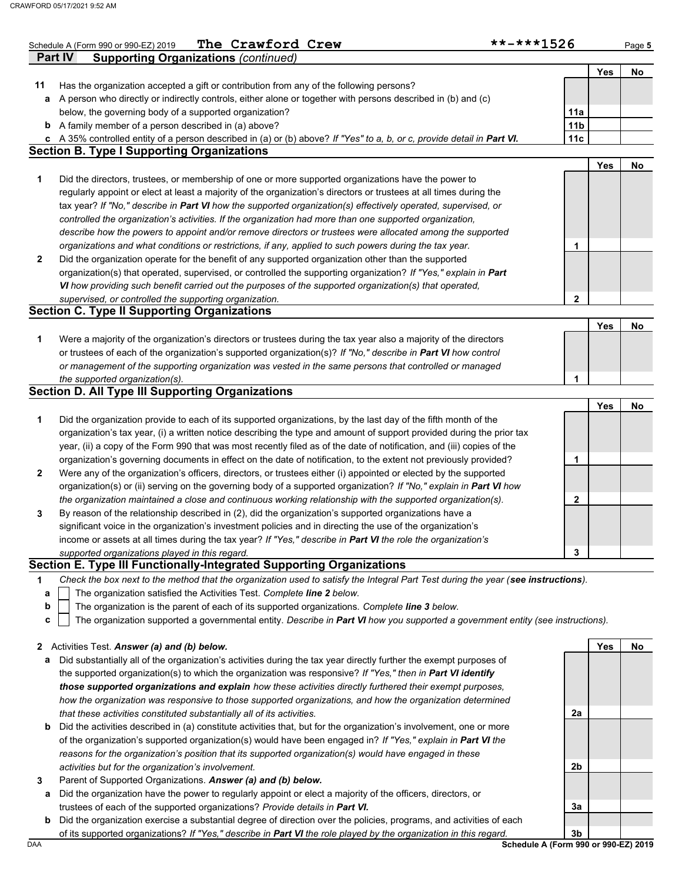Schedule A (Form 990 or 990-EZ) 2019 **The Crawford Crew** **-***1526

## Part IV Supporting Organizations *(continued)*

| | | | Yes | No |
|---|---|---|---|---|
| **11** | Has the organization accepted a gift or contribution from any of the following persons? | | | |
| **a** | A person who directly or indirectly controls, either alone or together with persons described in (b) and (c) below, the governing body of a supported organization? | 11a | | |
| **b** | A family member of a person described in (a) above? | 11b | | |
| **c** | A 35% controlled entity of a person described in (a) or (b) above? *If "Yes" to a, b, or c, provide detail in* ***Part VI.*** | 11c | | |

### Section B. Type I Supporting Organizations

| | | | Yes | No |
|---|---|---|---|---|
| **1** | Did the directors, trustees, or membership of one or more supported organizations have the power to regularly appoint or elect at least a majority of the organization's directors or trustees at all times during the tax year? *If "No," describe in* ***Part VI*** *how the supported organization(s) effectively operated, supervised, or controlled the organization's activities. If the organization had more than one supported organization, describe how the powers to appoint and/or remove directors or trustees were allocated among the supported organizations and what conditions or restrictions, if any, applied to such powers during the tax year.* | 1 | | |
| **2** | Did the organization operate for the benefit of any supported organization other than the supported organization(s) that operated, supervised, or controlled the supporting organization? *If "Yes," explain in* ***Part VI*** *how providing such benefit carried out the purposes of the supported organization(s) that operated, supervised, or controlled the supporting organization.* | 2 | | |

### Section C. Type II Supporting Organizations

| | | | Yes | No |
|---|---|---|---|---|
| **1** | Were a majority of the organization's directors or trustees during the tax year also a majority of the directors or trustees of each of the organization's supported organization(s)? *If "No," describe in* ***Part VI*** *how control or management of the supporting organization was vested in the same persons that controlled or managed the supported organization(s).* | 1 | | |

### Section D. All Type III Supporting Organizations

| | | | Yes | No |
|---|---|---|---|---|
| **1** | Did the organization provide to each of its supported organizations, by the last day of the fifth month of the organization's tax year, (i) a written notice describing the type and amount of support provided during the prior tax year, (ii) a copy of the Form 990 that was most recently filed as of the date of notification, and (iii) copies of the organization's governing documents in effect on the date of notification, to the extent not previously provided? | 1 | | |
| **2** | Were any of the organization's officers, directors, or trustees either (i) appointed or elected by the supported organization(s) or (ii) serving on the governing body of a supported organization? *If "No," explain in* ***Part VI*** *how the organization maintained a close and continuous working relationship with the supported organization(s).* | 2 | | |
| **3** | By reason of the relationship described in (2), did the organization's supported organizations have a significant voice in the organization's investment policies and in directing the use of the organization's income or assets at all times during the tax year? *If "Yes," describe in* ***Part VI*** *the role the organization's supported organizations played in this regard.* | 3 | | |

### Section E. Type III Functionally-Integrated Supporting Organizations

**1** *Check the box next to the method that the organization used to satisfy the Integral Part Test during the year (**see instructions**).*

- **a** ☐ The organization satisfied the Activities Test. *Complete **line 2** below.*
- **b** ☐ The organization is the parent of each of its supported organizations. *Complete **line 3** below.*
- **c** ☐ The organization supported a governmental entity. *Describe in **Part VI** how you supported a government entity (see instructions).*

| | | | Yes | No |
|---|---|---|---|---|
| **2** | Activities Test. ***Answer (a) and (b) below.*** | | | |
| **a** | Did substantially all of the organization's activities during the tax year directly further the exempt purposes of the supported organization(s) to which the organization was responsive? *If "Yes," then in* ***Part VI identify those supported organizations and explain*** *how these activities directly furthered their exempt purposes, how the organization was responsive to those supported organizations, and how the organization determined that these activities constituted substantially all of its activities.* | 2a | | |
| **b** | Did the activities described in (a) constitute activities that, but for the organization's involvement, one or more of the organization's supported organization(s) would have been engaged in? *If "Yes," explain in* ***Part VI*** *the reasons for the organization's position that its supported organization(s) would have engaged in these activities but for the organization's involvement.* | 2b | | |
| **3** | Parent of Supported Organizations. ***Answer (a) and (b) below.*** | | | |
| **a** | Did the organization have the power to regularly appoint or elect a majority of the officers, directors, or trustees of each of the supported organizations? *Provide details in* ***Part VI.*** | 3a | | |
| **b** | Did the organization exercise a substantial degree of direction over the policies, programs, and activities of each of its supported organizations? *If "Yes," describe in* ***Part VI*** *the role played by the organization in this regard.* | 3b | | |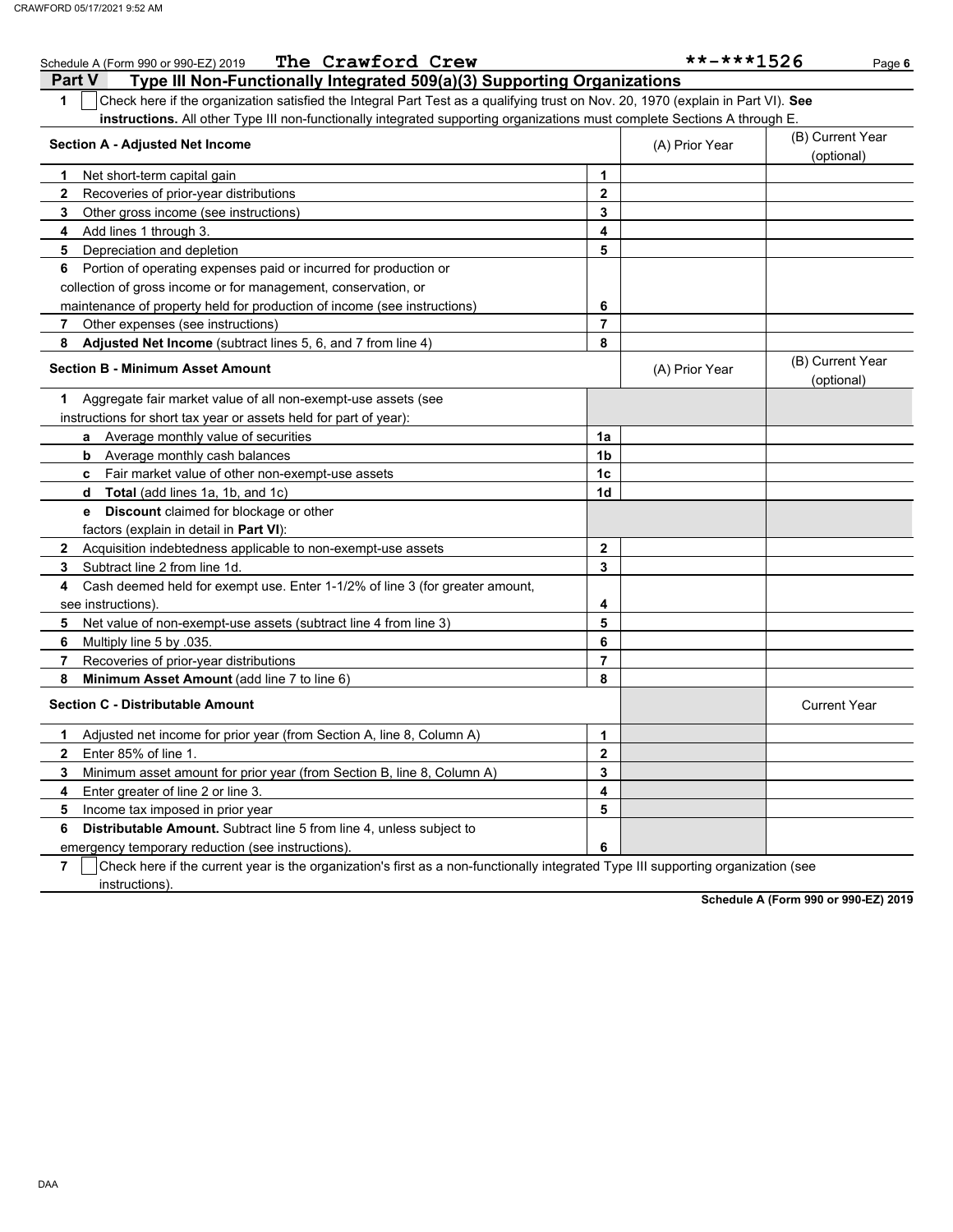Schedule A (Form 990 or 990-EZ) 2019 **The Crawford Crew** **-***1526

## Part V Type III Non-Functionally Integrated 509(a)(3) Supporting Organizations

**1** ☐ Check here if the organization satisfied the Integral Part Test as a qualifying trust on Nov. 20, 1970 (explain in Part VI). **See instructions.** All other Type III non-functionally integrated supporting organizations must complete Sections A through E.

| Section A - Adjusted Net Income | | (A) Prior Year | (B) Current Year (optional) |
|---|---|---|---|
| **1** Net short-term capital gain | 1 | | |
| **2** Recoveries of prior-year distributions | 2 | | |
| **3** Other gross income (see instructions) | 3 | | |
| **4** Add lines 1 through 3. | 4 | | |
| **5** Depreciation and depletion | 5 | | |
| **6** Portion of operating expenses paid or incurred for production or collection of gross income or for management, conservation, or maintenance of property held for production of income (see instructions) | 6 | | |
| **7** Other expenses (see instructions) | 7 | | |
| **8** **Adjusted Net Income** (subtract lines 5, 6, and 7 from line 4) | 8 | | |

| Section B - Minimum Asset Amount | | (A) Prior Year | (B) Current Year (optional) |
|---|---|---|---|
| **1** Aggregate fair market value of all non-exempt-use assets (see instructions for short tax year or assets held for part of year): | | | |
| **a** Average monthly value of securities | 1a | | |
| **b** Average monthly cash balances | 1b | | |
| **c** Fair market value of other non-exempt-use assets | 1c | | |
| **d** **Total** (add lines 1a, 1b, and 1c) | 1d | | |
| **e** **Discount** claimed for blockage or other factors (explain in detail in **Part VI**): | | | |
| **2** Acquisition indebtedness applicable to non-exempt-use assets | 2 | | |
| **3** Subtract line 2 from line 1d. | 3 | | |
| **4** Cash deemed held for exempt use. Enter 1-1/2% of line 3 (for greater amount, see instructions). | 4 | | |
| **5** Net value of non-exempt-use assets (subtract line 4 from line 3) | 5 | | |
| **6** Multiply line 5 by .035. | 6 | | |
| **7** Recoveries of prior-year distributions | 7 | | |
| **8** **Minimum Asset Amount** (add line 7 to line 6) | 8 | | |

| Section C - Distributable Amount | | | Current Year |
|---|---|---|---|
| **1** Adjusted net income for prior year (from Section A, line 8, Column A) | 1 | | |
| **2** Enter 85% of line 1. | 2 | | |
| **3** Minimum asset amount for prior year (from Section B, line 8, Column A) | 3 | | |
| **4** Enter greater of line 2 or line 3. | 4 | | |
| **5** Income tax imposed in prior year | 5 | | |
| **6** **Distributable Amount.** Subtract line 5 from line 4, unless subject to emergency temporary reduction (see instructions). | 6 | | |

**7** ☐ Check here if the current year is the organization's first as a non-functionally integrated Type III supporting organization (see instructions).

**Schedule A (Form 990 or 990-EZ) 2019**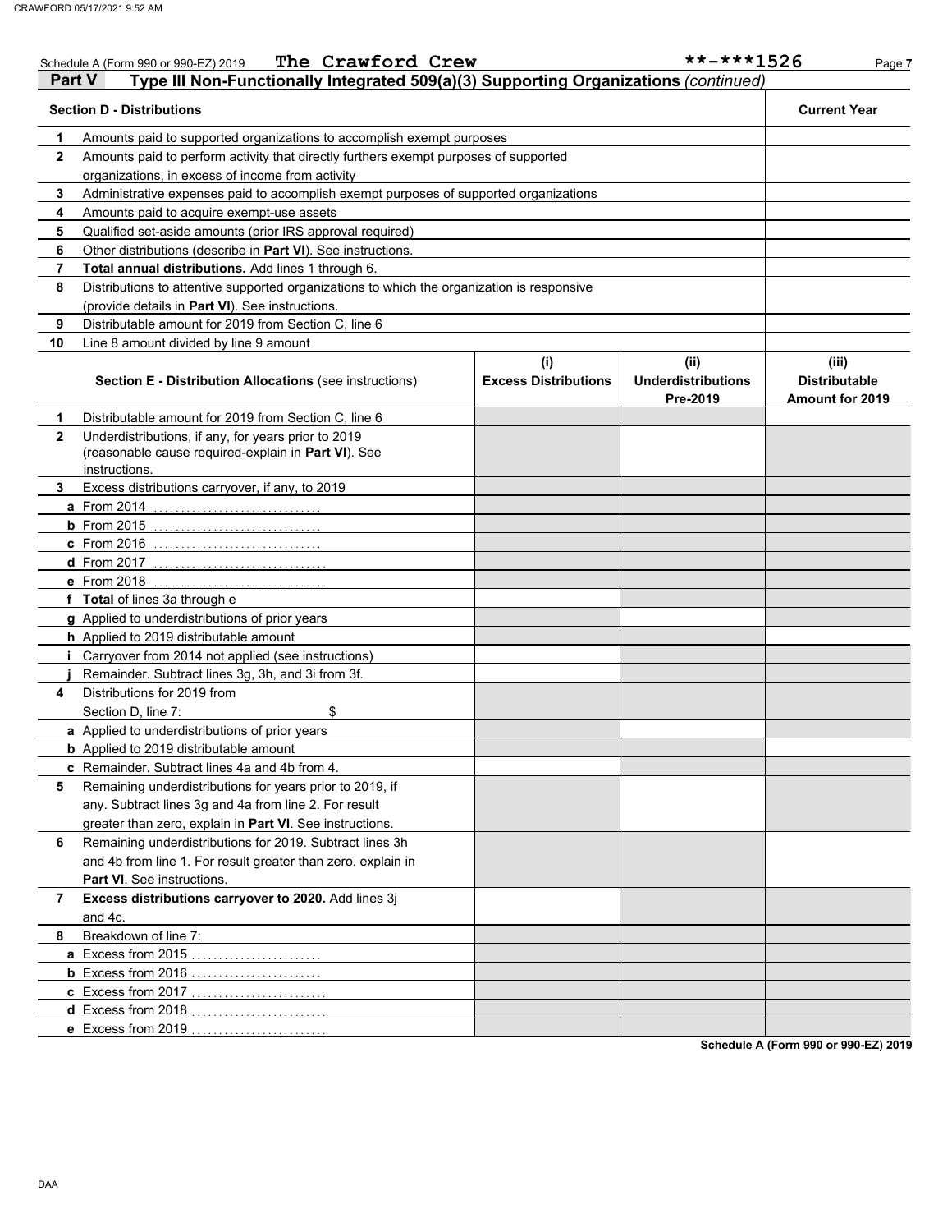Schedule A (Form 990 or 990-EZ) 2019 **The Crawford Crew** **-***1526

## Part V Type III Non-Functionally Integrated 509(a)(3) Supporting Organizations *(continued)*

| | **Section D - Distributions** | **Current Year** |
|---|---|---|
| 1 | Amounts paid to supported organizations to accomplish exempt purposes | |
| 2 | Amounts paid to perform activity that directly furthers exempt purposes of supported organizations, in excess of income from activity | |
| 3 | Administrative expenses paid to accomplish exempt purposes of supported organizations | |
| 4 | Amounts paid to acquire exempt-use assets | |
| 5 | Qualified set-aside amounts (prior IRS approval required) | |
| 6 | Other distributions (describe in **Part VI**). See instructions. | |
| 7 | **Total annual distributions.** Add lines 1 through 6. | |
| 8 | Distributions to attentive supported organizations to which the organization is responsive (provide details in **Part VI**). See instructions. | |
| 9 | Distributable amount for 2019 from Section C, line 6 | |
| 10 | Line 8 amount divided by line 9 amount | |

| | **Section E - Distribution Allocations** (see instructions) | **(i) Excess Distributions** | **(ii) Underdistributions Pre-2019** | **(iii) Distributable Amount for 2019** |
|---|---|---|---|---|
| 1 | Distributable amount for 2019 from Section C, line 6 | | | |
| 2 | Underdistributions, if any, for years prior to 2019 (reasonable cause required-explain in **Part VI**). See instructions. | | | |
| 3 | Excess distributions carryover, if any, to 2019 | | | |
| a | From 2014 | | | |
| b | From 2015 | | | |
| c | From 2016 | | | |
| d | From 2017 | | | |
| e | From 2018 | | | |
| f | **Total** of lines 3a through e | | | |
| g | Applied to underdistributions of prior years | | | |
| h | Applied to 2019 distributable amount | | | |
| i | Carryover from 2014 not applied (see instructions) | | | |
| j | Remainder. Subtract lines 3g, 3h, and 3i from 3f. | | | |
| 4 | Distributions for 2019 from Section D, line 7: $ | | | |
| a | Applied to underdistributions of prior years | | | |
| b | Applied to 2019 distributable amount | | | |
| c | Remainder. Subtract lines 4a and 4b from 4. | | | |
| 5 | Remaining underdistributions for years prior to 2019, if any. Subtract lines 3g and 4a from line 2. For result greater than zero, explain in **Part VI**. See instructions. | | | |
| 6 | Remaining underdistributions for 2019. Subtract lines 3h and 4b from line 1. For result greater than zero, explain in **Part VI**. See instructions. | | | |
| 7 | **Excess distributions carryover to 2020.** Add lines 3j and 4c. | | | |
| 8 | Breakdown of line 7: | | | |
| a | Excess from 2015 | | | |
| b | Excess from 2016 | | | |
| c | Excess from 2017 | | | |
| d | Excess from 2018 | | | |
| e | Excess from 2019 | | | |

**Schedule A (Form 990 or 990-EZ) 2019**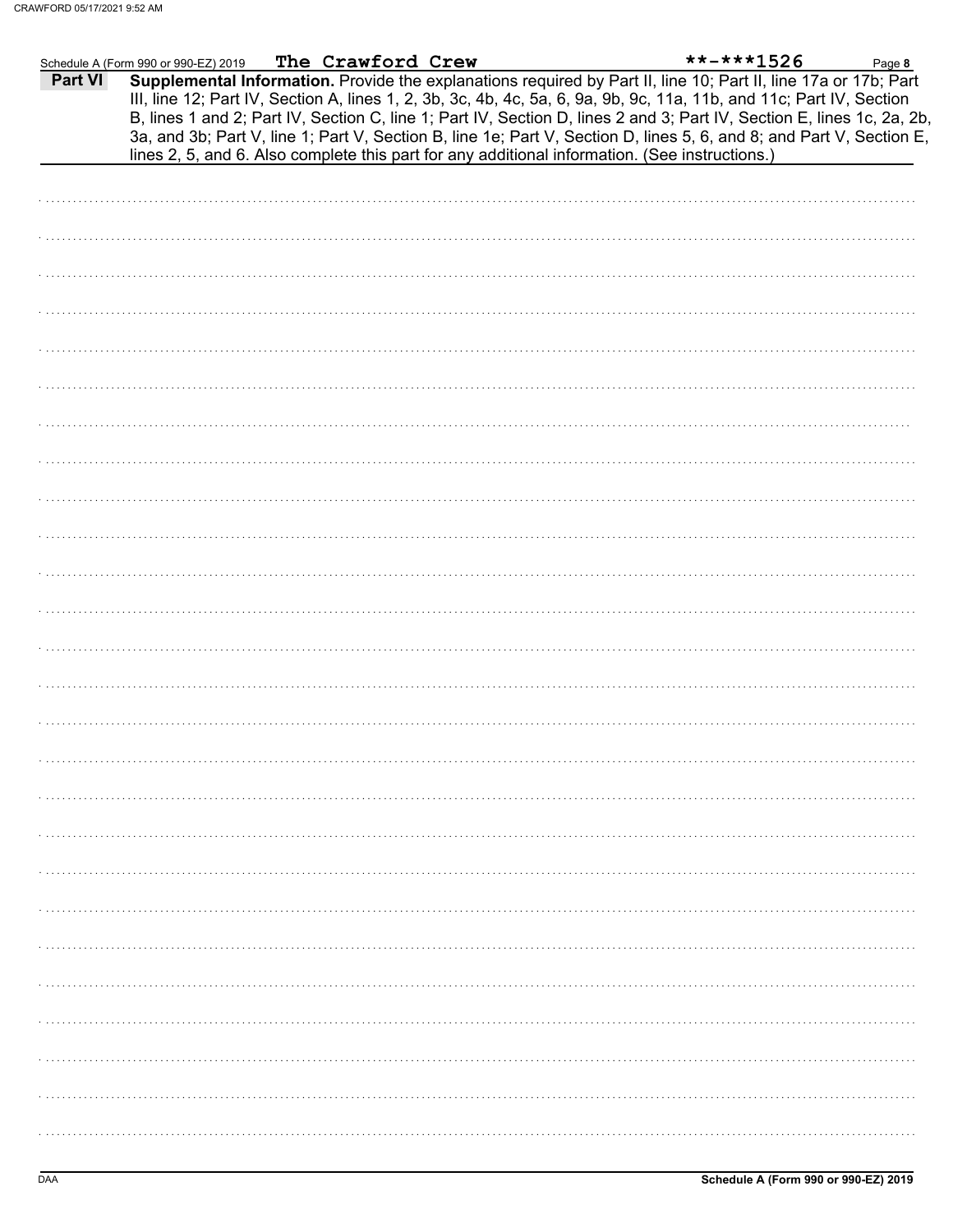Schedule A (Form 990 or 990-EZ) 2019 The Crawford Crew **-***1526

**Part VI** **Supplemental Information.** Provide the explanations required by Part II, line 10; Part II, line 17a or 17b; Part III, line 12; Part IV, Section A, lines 1, 2, 3b, 3c, 4b, 4c, 5a, 6, 9a, 9b, 9c, 11a, 11b, and 11c; Part IV, Section B, lines 1 and 2; Part IV, Section C, line 1; Part IV, Section D, lines 2 and 3; Part IV, Section E, lines 1c, 2a, 2b, 3a, and 3b; Part V, line 1; Part V, Section B, line 1e; Part V, Section D, lines 5, 6, and 8; and Part V, Section E, lines 2, 5, and 6. Also complete this part for any additional information. (See instructions.)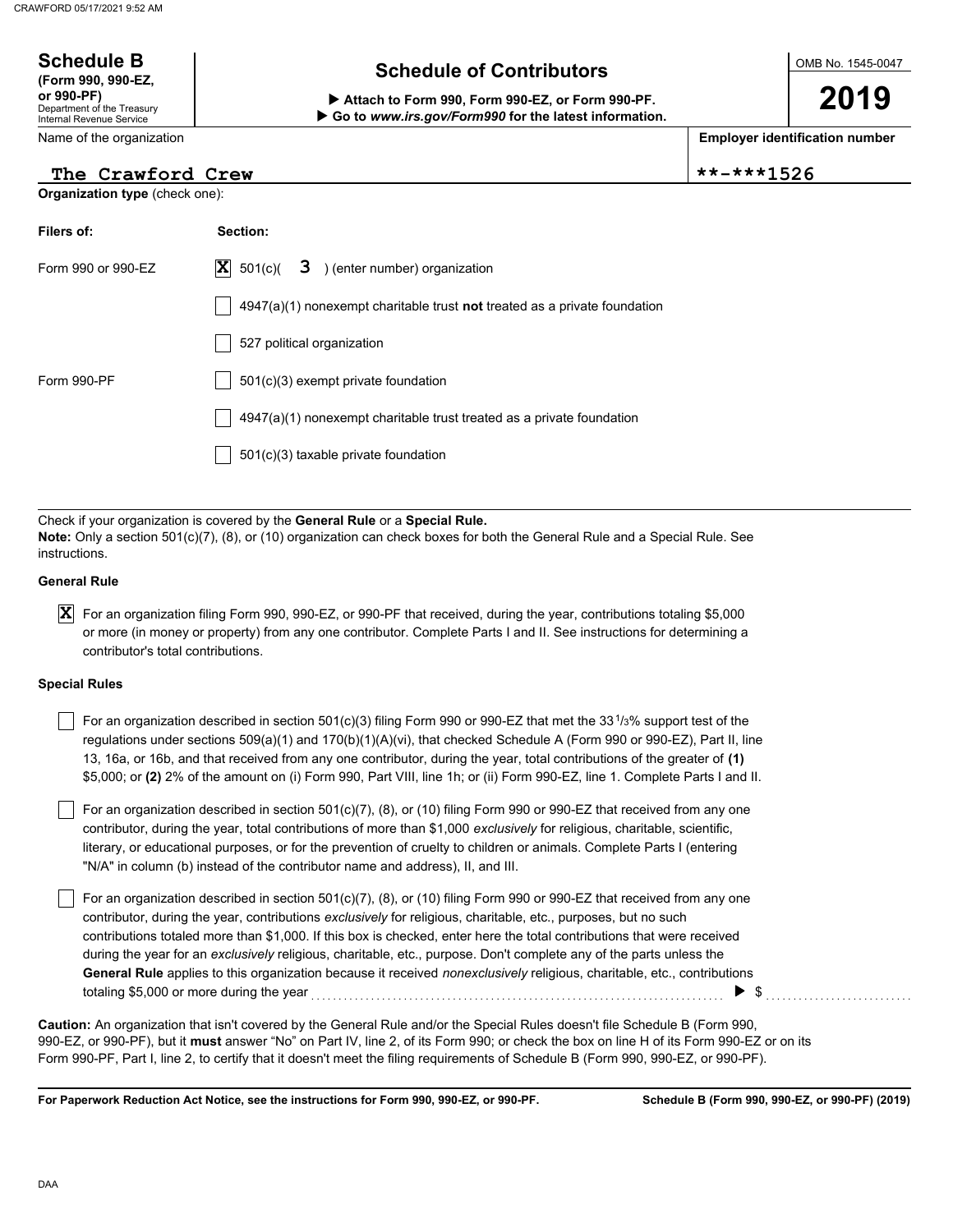**Schedule B**
**(Form 990, 990-EZ, or 990-PF)**
Department of the Treasury
Internal Revenue Service

# Schedule of Contributors

▶ **Attach to Form 990, Form 990-EZ, or Form 990-PF.**
▶ **Go to *www.irs.gov/Form990* for the latest information.**

OMB No. 1545-0047

**2019**

| Name of the organization | Employer identification number |
|---|---|
| The Crawford Crew | **-***1526 |

**Organization type** (check one):

| Filers of: | Section: |
|---|---|
| Form 990 or 990-EZ | [X] 501(c)( 3 ) (enter number) organization |
| | [ ] 4947(a)(1) nonexempt charitable trust **not** treated as a private foundation |
| | [ ] 527 political organization |
| Form 990-PF | [ ] 501(c)(3) exempt private foundation |
| | [ ] 4947(a)(1) nonexempt charitable trust treated as a private foundation |
| | [ ] 501(c)(3) taxable private foundation |

Check if your organization is covered by the **General Rule** or a **Special Rule.**
**Note:** Only a section 501(c)(7), (8), or (10) organization can check boxes for both the General Rule and a Special Rule. See instructions.

**General Rule**

[X] For an organization filing Form 990, 990-EZ, or 990-PF that received, during the year, contributions totaling $5,000 or more (in money or property) from any one contributor. Complete Parts I and II. See instructions for determining a contributor's total contributions.

**Special Rules**

[ ] For an organization described in section 501(c)(3) filing Form 990 or 990-EZ that met the 33 1/3% support test of the regulations under sections 509(a)(1) and 170(b)(1)(A)(vi), that checked Schedule A (Form 990 or 990-EZ), Part II, line 13, 16a, or 16b, and that received from any one contributor, during the year, total contributions of the greater of **(1)** $5,000; or **(2)** 2% of the amount on (i) Form 990, Part VIII, line 1h; or (ii) Form 990-EZ, line 1. Complete Parts I and II.

[ ] For an organization described in section 501(c)(7), (8), or (10) filing Form 990 or 990-EZ that received from any one contributor, during the year, total contributions of more than $1,000 *exclusively* for religious, charitable, scientific, literary, or educational purposes, or for the prevention of cruelty to children or animals. Complete Parts I (entering "N/A" in column (b) instead of the contributor name and address), II, and III.

[ ] For an organization described in section 501(c)(7), (8), or (10) filing Form 990 or 990-EZ that received from any one contributor, during the year, contributions *exclusively* for religious, charitable, etc., purposes, but no such contributions totaled more than $1,000. If this box is checked, enter here the total contributions that were received during the year for an *exclusively* religious, charitable, etc., purpose. Don't complete any of the parts unless the **General Rule** applies to this organization because it received *nonexclusively* religious, charitable, etc., contributions totaling $5,000 or more during the year . . . . . . . . . . ▶ $ . . . . . . . . . .

**Caution:** An organization that isn't covered by the General Rule and/or the Special Rules doesn't file Schedule B (Form 990, 990-EZ, or 990-PF), but it **must** answer "No" on Part IV, line 2, of its Form 990; or check the box on line H of its Form 990-EZ or on its Form 990-PF, Part I, line 2, to certify that it doesn't meet the filing requirements of Schedule B (Form 990, 990-EZ, or 990-PF).

**For Paperwork Reduction Act Notice, see the instructions for Form 990, 990-EZ, or 990-PF.**

**Schedule B (Form 990, 990-EZ, or 990-PF) (2019)**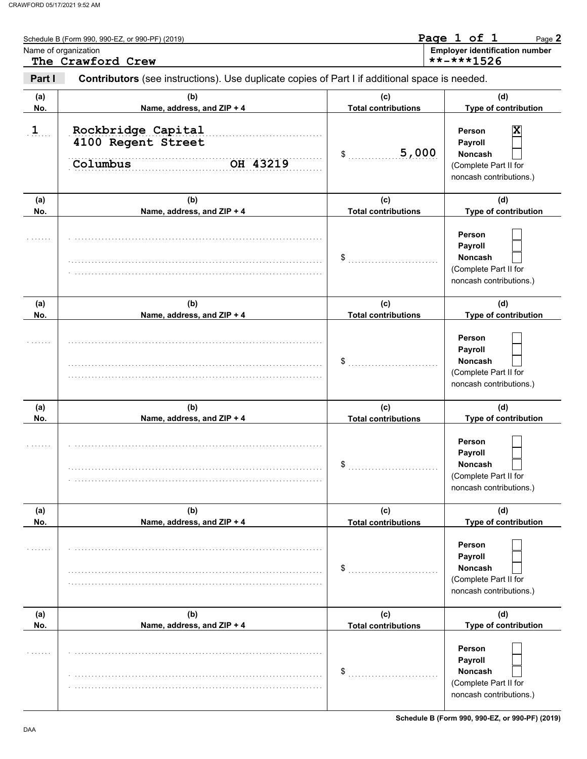Schedule B (Form 990, 990-EZ, or 990-PF) (2019)

Name of organization: **The Crawford Crew**

Employer identification number: **-***1526

**Part I** **Contributors** (see instructions). Use duplicate copies of Part I if additional space is needed.

| (a) No. | (b) Name, address, and ZIP + 4 | (c) Total contributions | (d) Type of contribution |
|---|---|---|---|
| 1 | Rockbridge Capital<br>4100 Regent Street<br>Columbus OH 43219 | $ 5,000 | Person [X]<br>Payroll [ ]<br>Noncash [ ]<br>(Complete Part II for noncash contributions.) |
| | | $ | Person [ ]<br>Payroll [ ]<br>Noncash [ ]<br>(Complete Part II for noncash contributions.) |
| | | $ | Person [ ]<br>Payroll [ ]<br>Noncash [ ]<br>(Complete Part II for noncash contributions.) |
| | | $ | Person [ ]<br>Payroll [ ]<br>Noncash [ ]<br>(Complete Part II for noncash contributions.) |
| | | $ | Person [ ]<br>Payroll [ ]<br>Noncash [ ]<br>(Complete Part II for noncash contributions.) |
| | | $ | Person [ ]<br>Payroll [ ]<br>Noncash [ ]<br>(Complete Part II for noncash contributions.) |

Schedule B (Form 990, 990-EZ, or 990-PF) (2019)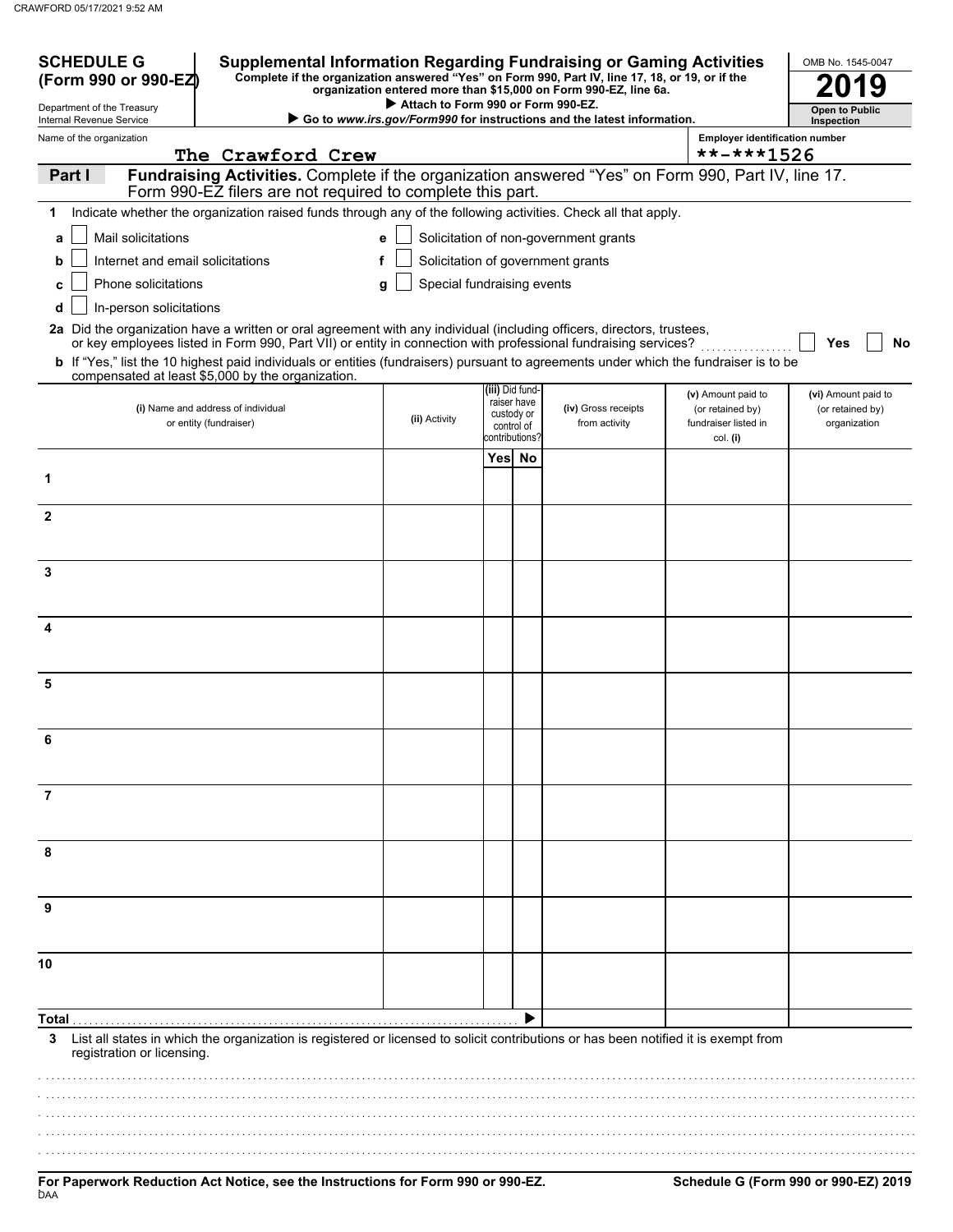**SCHEDULE G (Form 990 or 990-EZ)**

Department of the Treasury
Internal Revenue Service

# Supplemental Information Regarding Fundraising or Gaming Activities

**Complete if the organization answered "Yes" on Form 990, Part IV, line 17, 18, or 19, or if the organization entered more than $15,000 on Form 990-EZ, line 6a.**

▶ **Attach to Form 990 or Form 990-EZ.**

▶ **Go to *www.irs.gov/Form990* for instructions and the latest information.**

OMB No. 1545-0047

**2019**

**Open to Public Inspection**

Name of the organization: The Crawford Crew

Employer identification number: \*\*-\*\*\*1526

## Part I Fundraising Activities. Complete if the organization answered "Yes" on Form 990, Part IV, line 17. Form 990-EZ filers are not required to complete this part.

**1** Indicate whether the organization raised funds through any of the following activities. Check all that apply.

- **a** ☐ Mail solicitations
- **b** ☐ Internet and email solicitations
- **c** ☐ Phone solicitations
- **d** ☐ In-person solicitations
- **e** ☐ Solicitation of non-government grants
- **f** ☐ Solicitation of government grants
- **g** ☐ Special fundraising events

**2a** Did the organization have a written or oral agreement with any individual (including officers, directors, trustees, or key employees listed in Form 990, Part VII) or entity in connection with professional fundraising services? ☐ **Yes** ☐ **No**

**b** If "Yes," list the 10 highest paid individuals or entities (fundraisers) pursuant to agreements under which the fundraiser is to be compensated at least $5,000 by the organization.

| | (i) Name and address of individual or entity (fundraiser) | (ii) Activity | (iii) Did fundraiser have custody or control of contributions? Yes | No | (iv) Gross receipts from activity | (v) Amount paid to (or retained by) fundraiser listed in col. (i) | (vi) Amount paid to (or retained by) organization |
|---|---|---|---|---|---|---|---|
| 1 | | | | | | | |
| 2 | | | | | | | |
| 3 | | | | | | | |
| 4 | | | | | | | |
| 5 | | | | | | | |
| 6 | | | | | | | |
| 7 | | | | | | | |
| 8 | | | | | | | |
| 9 | | | | | | | |
| 10 | | | | | | | |
| **Total** ▶ | | | | | | | |

**3** List all states in which the organization is registered or licensed to solicit contributions or has been notified it is exempt from registration or licensing.

**For Paperwork Reduction Act Notice, see the Instructions for Form 990 or 990-EZ.**

**Schedule G (Form 990 or 990-EZ) 2019**

DAA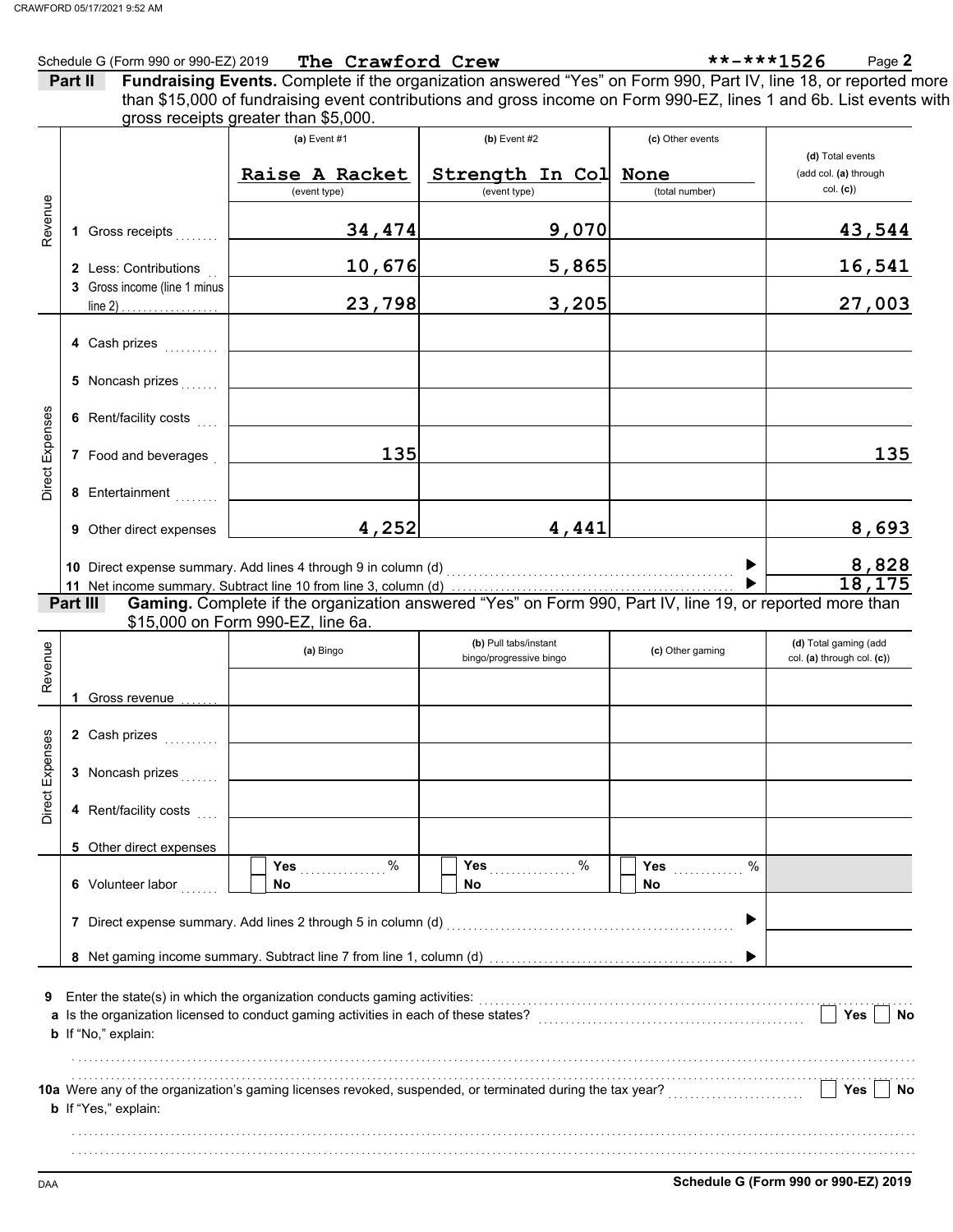Schedule G (Form 990 or 990-EZ) 2019 **The Crawford Crew** **-***1526

## Part II Fundraising Events.

Complete if the organization answered "Yes" on Form 990, Part IV, line 18, or reported more than $15,000 of fundraising event contributions and gross income on Form 990-EZ, lines 1 and 6b. List events with gross receipts greater than $5,000.

| | | (a) Event #1 | (b) Event #2 | (c) Other events | (d) Total events (add col. (a) through col. (c)) |
|---|---|---|---|---|---|
| | | Raise A Racket (event type) | Strength In Col (event type) | None (total number) | |
| Revenue | 1 Gross receipts | 34,474 | 9,070 | | 43,544 |
| | 2 Less: Contributions | 10,676 | 5,865 | | 16,541 |
| | 3 Gross income (line 1 minus line 2) | 23,798 | 3,205 | | 27,003 |
| Direct Expenses | 4 Cash prizes | | | | |
| | 5 Noncash prizes | | | | |
| | 6 Rent/facility costs | | | | |
| | 7 Food and beverages | 135 | | | 135 |
| | 8 Entertainment | | | | |
| | 9 Other direct expenses | 4,252 | 4,441 | | 8,693 |

10 Direct expense summary. Add lines 4 through 9 in column (d) ▶ 8,828

11 Net income summary. Subtract line 10 from line 3, column (d) ▶ 18,175

## Part III Gaming.

Complete if the organization answered "Yes" on Form 990, Part IV, line 19, or reported more than $15,000 on Form 990-EZ, line 6a.

| | | (a) Bingo | (b) Pull tabs/instant bingo/progressive bingo | (c) Other gaming | (d) Total gaming (add col. (a) through col. (c)) |
|---|---|---|---|---|---|
| Revenue | 1 Gross revenue | | | | |
| Direct Expenses | 2 Cash prizes | | | | |
| | 3 Noncash prizes | | | | |
| | 4 Rent/facility costs | | | | |
| | 5 Other direct expenses | | | | |
| | 6 Volunteer labor | ☐ Yes ....... % ☐ No | ☐ Yes ....... % ☐ No | ☐ Yes ....... % ☐ No | |

7 Direct expense summary. Add lines 2 through 5 in column (d) ▶

8 Net gaming income summary. Subtract line 7 from line 1, column (d) ▶

9 Enter the state(s) in which the organization conducts gaming activities:

a Is the organization licensed to conduct gaming activities in each of these states? ☐ Yes ☐ No

b If "No," explain:

10a Were any of the organization's gaming licenses revoked, suspended, or terminated during the tax year? ☐ Yes ☐ No

b If "Yes," explain:

Schedule G (Form 990 or 990-EZ) 2019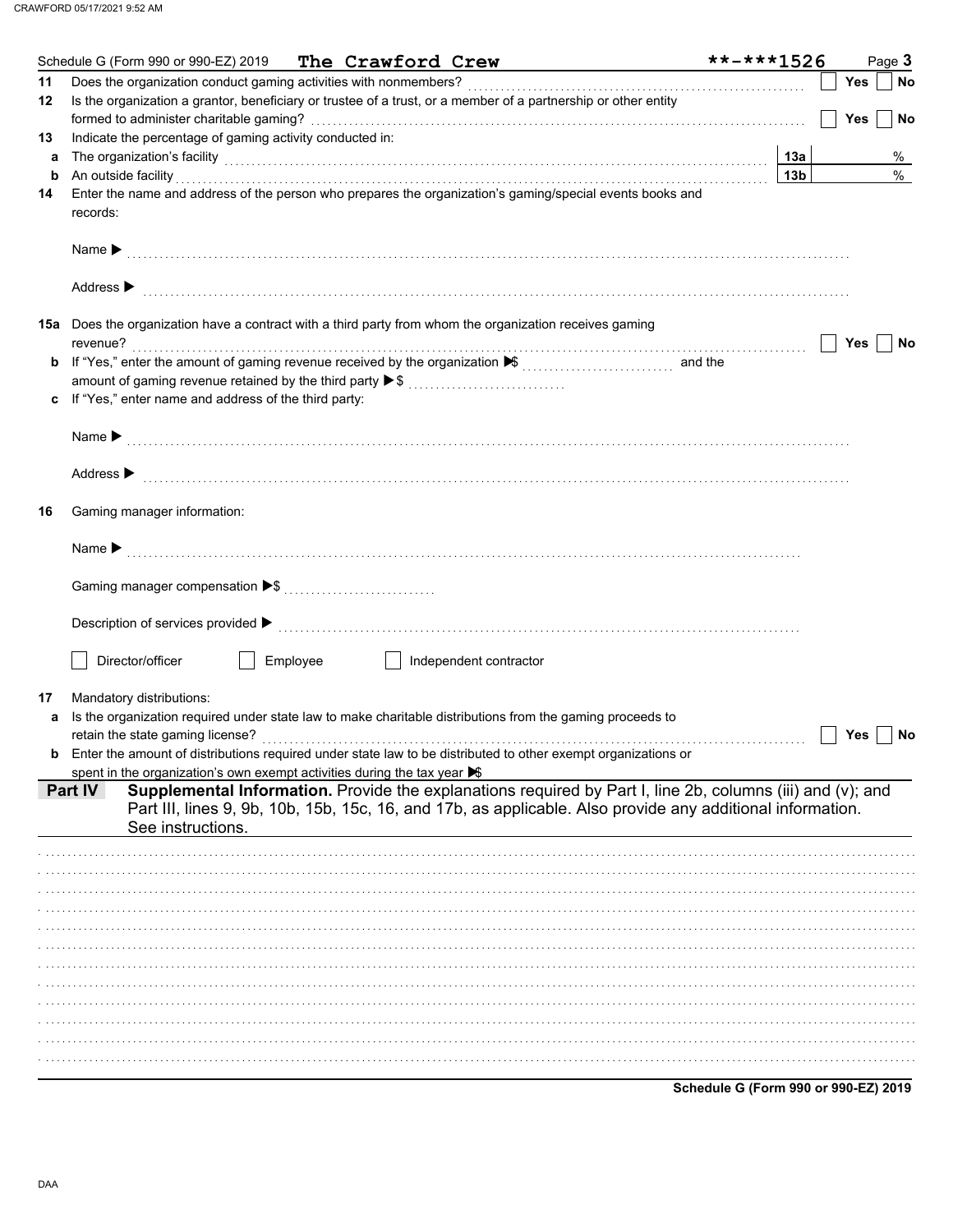Schedule G (Form 990 or 990-EZ) 2019 **The Crawford Crew** **-***1526

11 Does the organization conduct gaming activities with nonmembers? ☐ Yes ☐ No

12 Is the organization a grantor, beneficiary or trustee of a trust, or a member of a partnership or other entity formed to administer charitable gaming? ☐ Yes ☐ No

13 Indicate the percentage of gaming activity conducted in:

a The organization's facility — 13a ______ %

b An outside facility — 13b ______ %

14 Enter the name and address of the person who prepares the organization's gaming/special events books and records:

Name ▶

Address ▶

15a Does the organization have a contract with a third party from whom the organization receives gaming revenue? ☐ Yes ☐ No

b If "Yes," enter the amount of gaming revenue received by the organization ▶$ ______ and the amount of gaming revenue retained by the third party ▶$ ______

c If "Yes," enter name and address of the third party:

Name ▶

Address ▶

16 Gaming manager information:

Name ▶

Gaming manager compensation ▶$

Description of services provided ▶

☐ Director/officer ☐ Employee ☐ Independent contractor

17 Mandatory distributions:

a Is the organization required under state law to make charitable distributions from the gaming proceeds to retain the state gaming license? ☐ Yes ☐ No

b Enter the amount of distributions required under state law to be distributed to other exempt organizations or spent in the organization's own exempt activities during the tax year ▶$

## Part IV Supplemental Information.

Provide the explanations required by Part I, line 2b, columns (iii) and (v); and Part III, lines 9, 9b, 10b, 15b, 15c, 16, and 17b, as applicable. Also provide any additional information. See instructions.

Schedule G (Form 990 or 990-EZ) 2019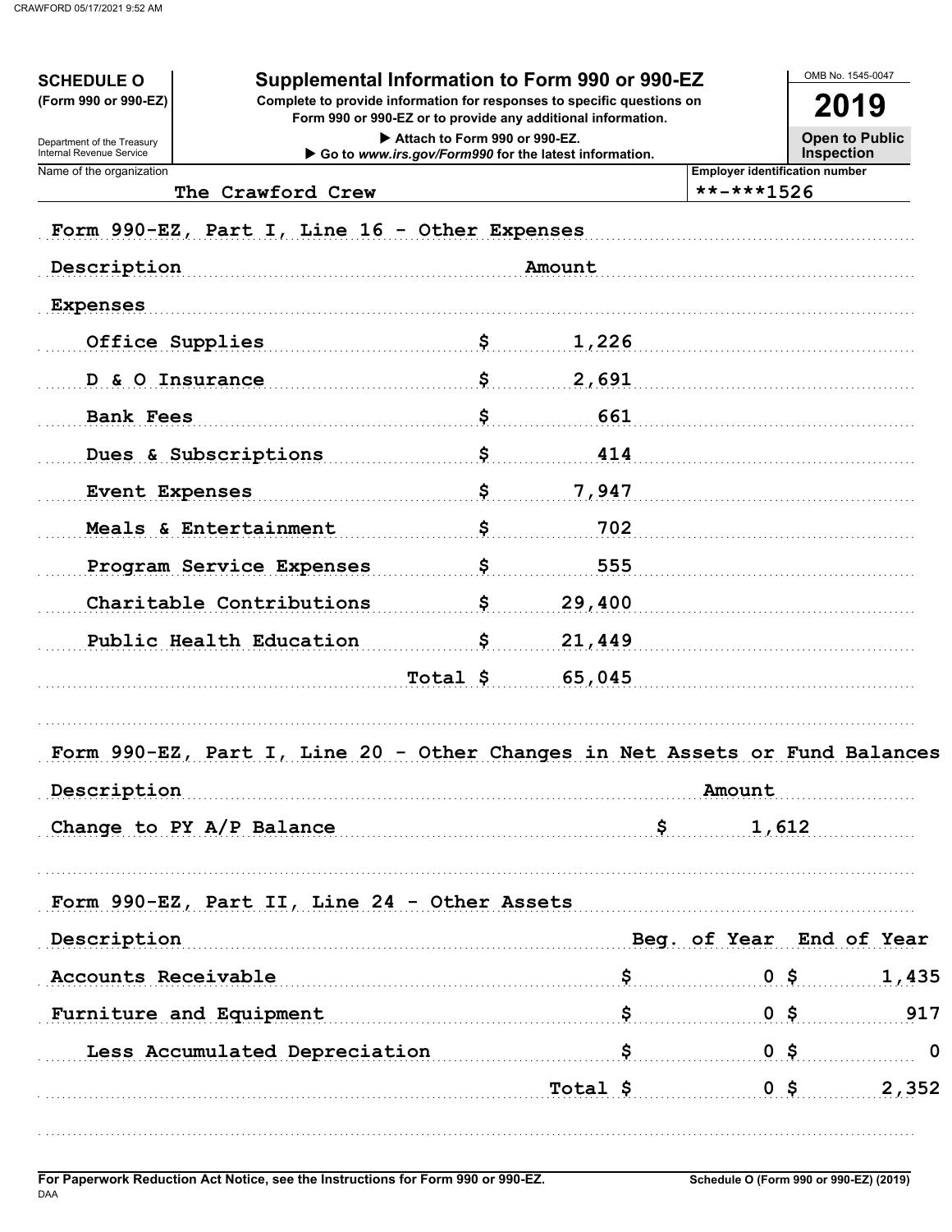**SCHEDULE O**
**(Form 990 or 990-EZ)**

Department of the Treasury
Internal Revenue Service

# Supplemental Information to Form 990 or 990-EZ

**Complete to provide information for responses to specific questions on Form 990 or 990-EZ or to provide any additional information.**

▶ Attach to Form 990 or 990-EZ.
▶ Go to *www.irs.gov/Form990* for the latest information.

OMB No. 1545-0047

**2019**

**Open to Public Inspection**

| Name of the organization | Employer identification number |
|---|---|
| The Crawford Crew | **-***1526 |

## Form 990-EZ, Part I, Line 16 - Other Expenses

| Description | | Amount |
|---|---|---|
| Expenses | | |
| Office Supplies | $ | 1,226 |
| D & O Insurance | $ | 2,691 |
| Bank Fees | $ | 661 |
| Dues & Subscriptions | $ | 414 |
| Event Expenses | $ | 7,947 |
| Meals & Entertainment | $ | 702 |
| Program Service Expenses | $ | 555 |
| Charitable Contributions | $ | 29,400 |
| Public Health Education | $ | 21,449 |
| | Total $ | 65,045 |

## Form 990-EZ, Part I, Line 20 - Other Changes in Net Assets or Fund Balances

| Description | | Amount |
|---|---|---|
| Change to PY A/P Balance | $ | 1,612 |

## Form 990-EZ, Part II, Line 24 - Other Assets

| Description | | Beg. of Year | | End of Year |
|---|---|---|---|---|
| Accounts Receivable | $ | 0 | $ | 1,435 |
| Furniture and Equipment | $ | 0 | $ | 917 |
| Less Accumulated Depreciation | $ | 0 | $ | 0 |
| | Total $ | 0 | $ | 2,352 |

**For Paperwork Reduction Act Notice, see the Instructions for Form 990 or 990-EZ.**
DAA

**Schedule O (Form 990 or 990-EZ) (2019)**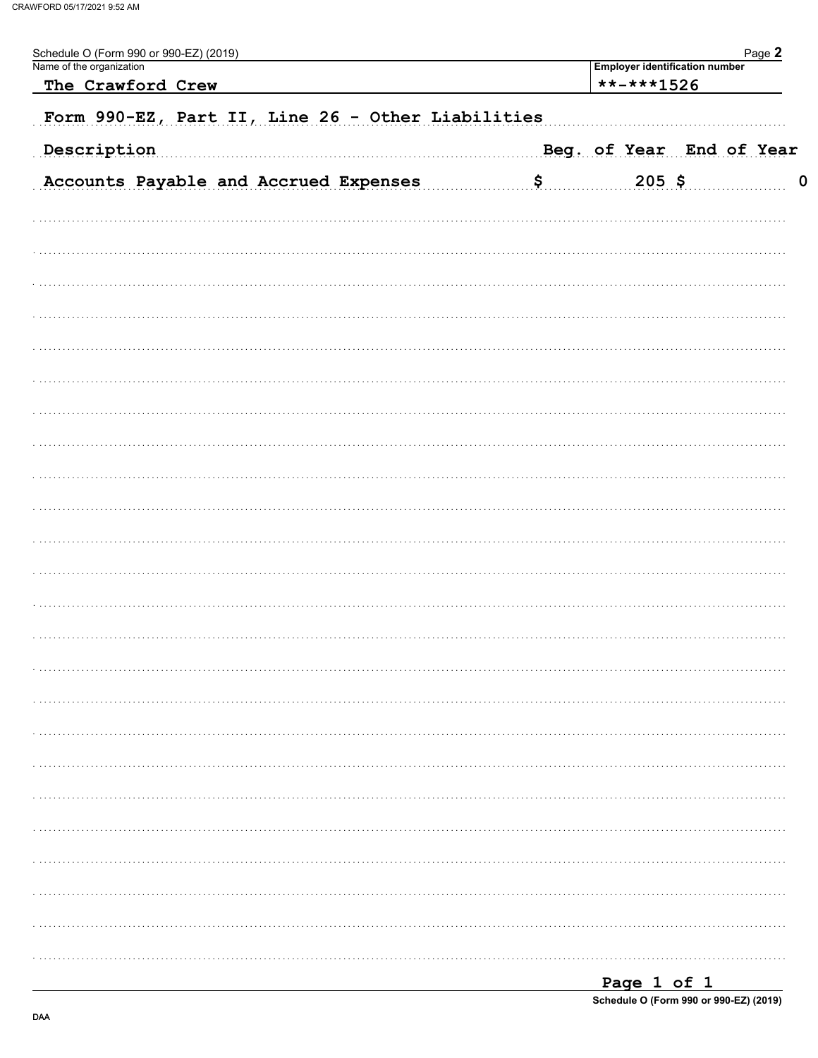Schedule O (Form 990 or 990-EZ) (2019) Page **2**

| Name of the organization | Employer identification number |
| --- | --- |
| The Crawford Crew | **-***1526 |

**Form 990-EZ, Part II, Line 26 - Other Liabilities**

| Description | Beg. of Year | End of Year |
| --- | --- | --- |
| Accounts Payable and Accrued Expenses | $ 205 | $ 0 |

Schedule O (Form 990 or 990-EZ) (2019)

DAA